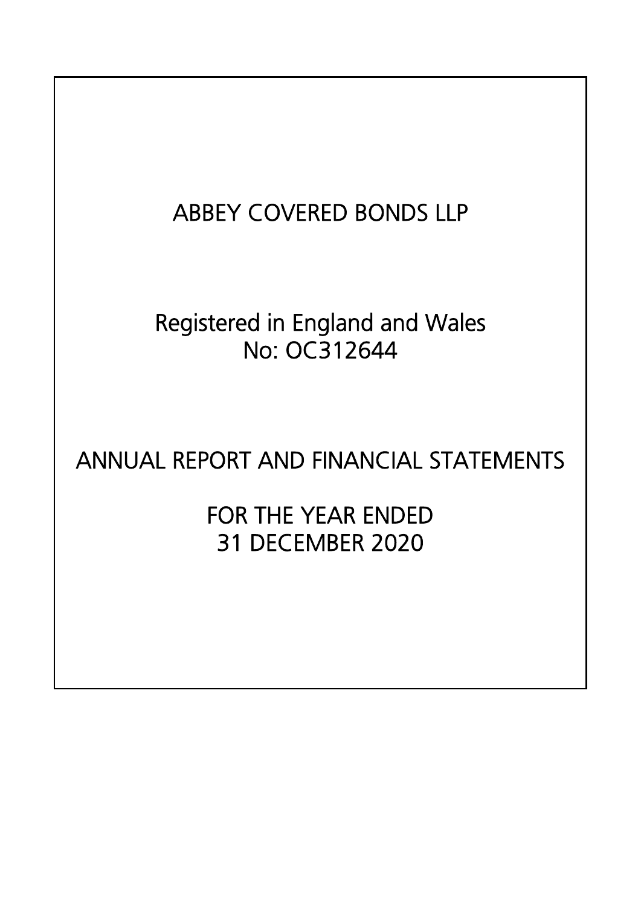# ABBEY COVERED BONDS LLP

Registered in England and Wales
No: OC312644

# ANNUAL REPORT AND FINANCIAL STATEMENTS

FOR THE YEAR ENDED
31 DECEMBER 2020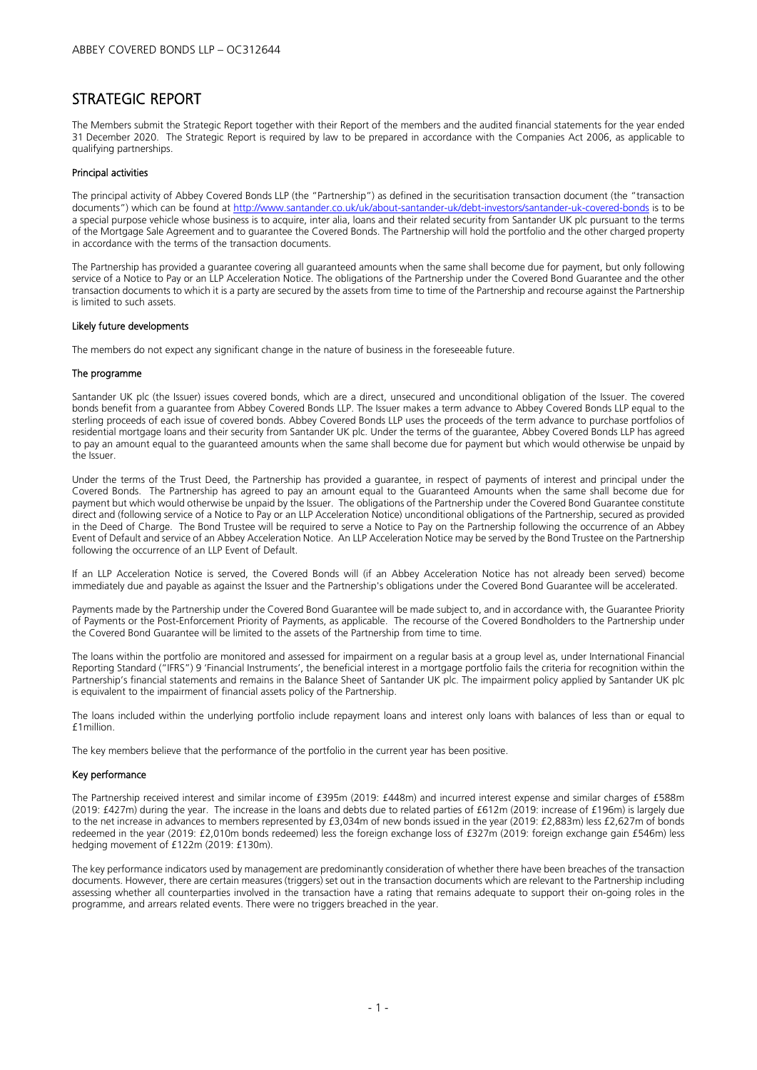# STRATEGIC REPORT

The Members submit the Strategic Report together with their Report of the members and the audited financial statements for the year ended 31 December 2020. The Strategic Report is required by law to be prepared in accordance with the Companies Act 2006, as applicable to qualifying partnerships.

### Principal activities

The principal activity of Abbey Covered Bonds LLP (the "Partnership") as defined in the securitisation transaction document (the "transaction documents") which can be found at http://www.santander.co.uk/uk/about-santander-uk/debt-investors/santander-uk-covered-bonds is to be a special purpose vehicle whose business is to acquire, inter alia, loans and their related security from Santander UK plc pursuant to the terms of the Mortgage Sale Agreement and to guarantee the Covered Bonds. The Partnership will hold the portfolio and the other charged property in accordance with the terms of the transaction documents.

The Partnership has provided a guarantee covering all guaranteed amounts when the same shall become due for payment, but only following service of a Notice to Pay or an LLP Acceleration Notice. The obligations of the Partnership under the Covered Bond Guarantee and the other transaction documents to which it is a party are secured by the assets from time to time of the Partnership and recourse against the Partnership is limited to such assets.

### Likely future developments

The members do not expect any significant change in the nature of business in the foreseeable future.

### The programme

Santander UK plc (the Issuer) issues covered bonds, which are a direct, unsecured and unconditional obligation of the Issuer. The covered bonds benefit from a guarantee from Abbey Covered Bonds LLP. The Issuer makes a term advance to Abbey Covered Bonds LLP equal to the sterling proceeds of each issue of covered bonds. Abbey Covered Bonds LLP uses the proceeds of the term advance to purchase portfolios of residential mortgage loans and their security from Santander UK plc. Under the terms of the guarantee, Abbey Covered Bonds LLP has agreed to pay an amount equal to the guaranteed amounts when the same shall become due for payment but which would otherwise be unpaid by the Issuer.

Under the terms of the Trust Deed, the Partnership has provided a guarantee, in respect of payments of interest and principal under the Covered Bonds. The Partnership has agreed to pay an amount equal to the Guaranteed Amounts when the same shall become due for payment but which would otherwise be unpaid by the Issuer. The obligations of the Partnership under the Covered Bond Guarantee constitute direct and (following service of a Notice to Pay or an LLP Acceleration Notice) unconditional obligations of the Partnership, secured as provided in the Deed of Charge. The Bond Trustee will be required to serve a Notice to Pay on the Partnership following the occurrence of an Abbey Event of Default and service of an Abbey Acceleration Notice. An LLP Acceleration Notice may be served by the Bond Trustee on the Partnership following the occurrence of an LLP Event of Default.

If an LLP Acceleration Notice is served, the Covered Bonds will (if an Abbey Acceleration Notice has not already been served) become immediately due and payable as against the Issuer and the Partnership's obligations under the Covered Bond Guarantee will be accelerated.

Payments made by the Partnership under the Covered Bond Guarantee will be made subject to, and in accordance with, the Guarantee Priority of Payments or the Post-Enforcement Priority of Payments, as applicable. The recourse of the Covered Bondholders to the Partnership under the Covered Bond Guarantee will be limited to the assets of the Partnership from time to time.

The loans within the portfolio are monitored and assessed for impairment on a regular basis at a group level as, under International Financial Reporting Standard ("IFRS") 9 'Financial Instruments', the beneficial interest in a mortgage portfolio fails the criteria for recognition within the Partnership's financial statements and remains in the Balance Sheet of Santander UK plc. The impairment policy applied by Santander UK plc is equivalent to the impairment of financial assets policy of the Partnership.

The loans included within the underlying portfolio include repayment loans and interest only loans with balances of less than or equal to £1million.

The key members believe that the performance of the portfolio in the current year has been positive.

### Key performance

The Partnership received interest and similar income of £395m (2019: £448m) and incurred interest expense and similar charges of £588m (2019: £427m) during the year. The increase in the loans and debts due to related parties of £612m (2019: increase of £196m) is largely due to the net increase in advances to members represented by £3,034m of new bonds issued in the year (2019: £2,883m) less £2,627m of bonds redeemed in the year (2019: £2,010m bonds redeemed) less the foreign exchange loss of £327m (2019: foreign exchange gain £546m) less hedging movement of £122m (2019: £130m).

The key performance indicators used by management are predominantly consideration of whether there have been breaches of the transaction documents. However, there are certain measures (triggers) set out in the transaction documents which are relevant to the Partnership including assessing whether all counterparties involved in the transaction have a rating that remains adequate to support their on-going roles in the programme, and arrears related events. There were no triggers breached in the year.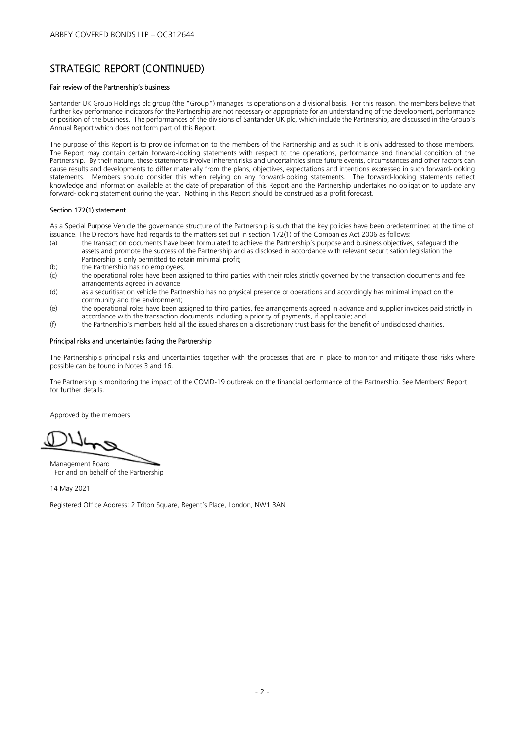# STRATEGIC REPORT (CONTINUED)

### Fair review of the Partnership's business

Santander UK Group Holdings plc group (the "Group") manages its operations on a divisional basis. For this reason, the members believe that further key performance indicators for the Partnership are not necessary or appropriate for an understanding of the development, performance or position of the business. The performances of the divisions of Santander UK plc, which include the Partnership, are discussed in the Group's Annual Report which does not form part of this Report.

The purpose of this Report is to provide information to the members of the Partnership and as such it is only addressed to those members. The Report may contain certain forward-looking statements with respect to the operations, performance and financial condition of the Partnership. By their nature, these statements involve inherent risks and uncertainties since future events, circumstances and other factors can cause results and developments to differ materially from the plans, objectives, expectations and intentions expressed in such forward-looking statements. Members should consider this when relying on any forward-looking statements. The forward-looking statements reflect knowledge and information available at the date of preparation of this Report and the Partnership undertakes no obligation to update any forward-looking statement during the year. Nothing in this Report should be construed as a profit forecast.

### Section 172(1) statement

As a Special Purpose Vehicle the governance structure of the Partnership is such that the key policies have been predetermined at the time of issuance. The Directors have had regards to the matters set out in section 172(1) of the Companies Act 2006 as follows:

(a) the transaction documents have been formulated to achieve the Partnership's purpose and business objectives, safeguard the assets and promote the success of the Partnership and as disclosed in accordance with relevant securitisation legislation the Partnership is only permitted to retain minimal profit;

(b) the Partnership has no employees;

(c) the operational roles have been assigned to third parties with their roles strictly governed by the transaction documents and fee arrangements agreed in advance

(d) as a securitisation vehicle the Partnership has no physical presence or operations and accordingly has minimal impact on the community and the environment;

(e) the operational roles have been assigned to third parties, fee arrangements agreed in advance and supplier invoices paid strictly in accordance with the transaction documents including a priority of payments, if applicable; and

(f) the Partnership's members held all the issued shares on a discretionary trust basis for the benefit of undisclosed charities.

### Principal risks and uncertainties facing the Partnership

The Partnership's principal risks and uncertainties together with the processes that are in place to monitor and mitigate those risks where possible can be found in Notes 3 and 16.

The Partnership is monitoring the impact of the COVID-19 outbreak on the financial performance of the Partnership. See Members' Report for further details.

Approved by the members

Management Board
For and on behalf of the Partnership

14 May 2021

Registered Office Address: 2 Triton Square, Regent's Place, London, NW1 3AN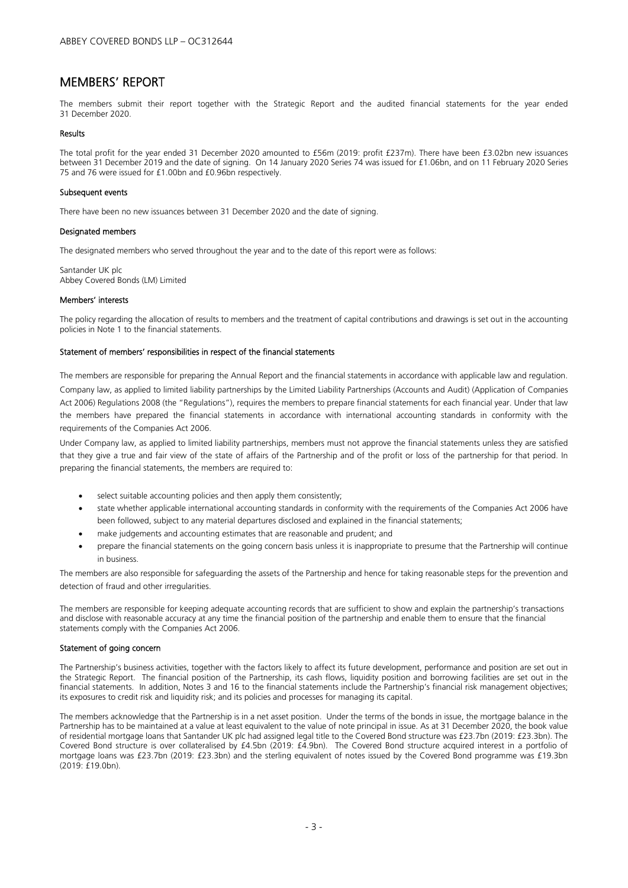# MEMBERS' REPORT

The members submit their report together with the Strategic Report and the audited financial statements for the year ended 31 December 2020.

### Results

The total profit for the year ended 31 December 2020 amounted to £56m (2019: profit £237m). There have been £3.02bn new issuances between 31 December 2019 and the date of signing. On 14 January 2020 Series 74 was issued for £1.06bn, and on 11 February 2020 Series 75 and 76 were issued for £1.00bn and £0.96bn respectively.

### Subsequent events

There have been no new issuances between 31 December 2020 and the date of signing.

### Designated members

The designated members who served throughout the year and to the date of this report were as follows:

Santander UK plc
Abbey Covered Bonds (LM) Limited

### Members' interests

The policy regarding the allocation of results to members and the treatment of capital contributions and drawings is set out in the accounting policies in Note 1 to the financial statements.

### Statement of members' responsibilities in respect of the financial statements

The members are responsible for preparing the Annual Report and the financial statements in accordance with applicable law and regulation. Company law, as applied to limited liability partnerships by the Limited Liability Partnerships (Accounts and Audit) (Application of Companies Act 2006) Regulations 2008 (the "Regulations"), requires the members to prepare financial statements for each financial year. Under that law the members have prepared the financial statements in accordance with international accounting standards in conformity with the requirements of the Companies Act 2006.

Under Company law, as applied to limited liability partnerships, members must not approve the financial statements unless they are satisfied that they give a true and fair view of the state of affairs of the Partnership and of the profit or loss of the partnership for that period. In preparing the financial statements, the members are required to:

- select suitable accounting policies and then apply them consistently;
- state whether applicable international accounting standards in conformity with the requirements of the Companies Act 2006 have been followed, subject to any material departures disclosed and explained in the financial statements;
- make judgements and accounting estimates that are reasonable and prudent; and
- prepare the financial statements on the going concern basis unless it is inappropriate to presume that the Partnership will continue in business.

The members are also responsible for safeguarding the assets of the Partnership and hence for taking reasonable steps for the prevention and detection of fraud and other irregularities.

The members are responsible for keeping adequate accounting records that are sufficient to show and explain the partnership's transactions and disclose with reasonable accuracy at any time the financial position of the partnership and enable them to ensure that the financial statements comply with the Companies Act 2006.

### Statement of going concern

The Partnership's business activities, together with the factors likely to affect its future development, performance and position are set out in the Strategic Report. The financial position of the Partnership, its cash flows, liquidity position and borrowing facilities are set out in the financial statements. In addition, Notes 3 and 16 to the financial statements include the Partnership's financial risk management objectives; its exposures to credit risk and liquidity risk; and its policies and processes for managing its capital.

The members acknowledge that the Partnership is in a net asset position. Under the terms of the bonds in issue, the mortgage balance in the Partnership has to be maintained at a value at least equivalent to the value of note principal in issue. As at 31 December 2020, the book value of residential mortgage loans that Santander UK plc had assigned legal title to the Covered Bond structure was £23.7bn (2019: £23.3bn). The Covered Bond structure is over collateralised by £4.5bn (2019: £4.9bn). The Covered Bond structure acquired interest in a portfolio of mortgage loans was £23.7bn (2019: £23.3bn) and the sterling equivalent of notes issued by the Covered Bond programme was £19.3bn (2019: £19.0bn).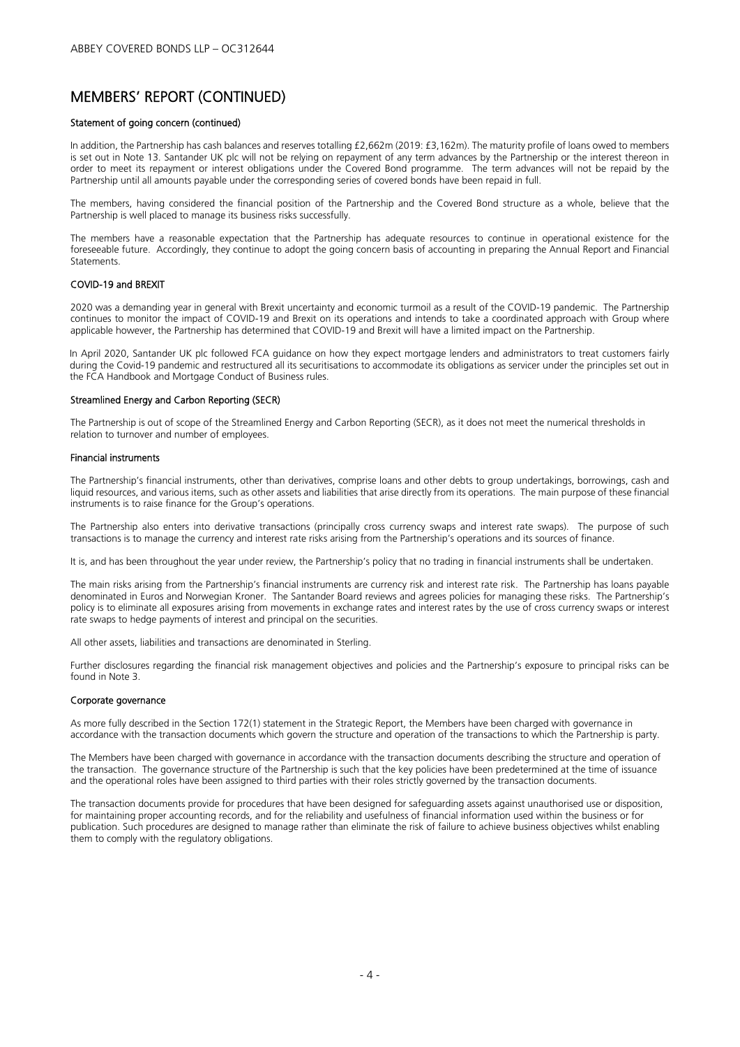# MEMBERS' REPORT (CONTINUED)

### Statement of going concern (continued)

In addition, the Partnership has cash balances and reserves totalling £2,662m (2019: £3,162m). The maturity profile of loans owed to members is set out in Note 13. Santander UK plc will not be relying on repayment of any term advances by the Partnership or the interest thereon in order to meet its repayment or interest obligations under the Covered Bond programme. The term advances will not be repaid by the Partnership until all amounts payable under the corresponding series of covered bonds have been repaid in full.

The members, having considered the financial position of the Partnership and the Covered Bond structure as a whole, believe that the Partnership is well placed to manage its business risks successfully.

The members have a reasonable expectation that the Partnership has adequate resources to continue in operational existence for the foreseeable future. Accordingly, they continue to adopt the going concern basis of accounting in preparing the Annual Report and Financial Statements.

### COVID-19 and BREXIT

2020 was a demanding year in general with Brexit uncertainty and economic turmoil as a result of the COVID-19 pandemic. The Partnership continues to monitor the impact of COVID-19 and Brexit on its operations and intends to take a coordinated approach with Group where applicable however, the Partnership has determined that COVID-19 and Brexit will have a limited impact on the Partnership.

In April 2020, Santander UK plc followed FCA guidance on how they expect mortgage lenders and administrators to treat customers fairly during the Covid-19 pandemic and restructured all its securitisations to accommodate its obligations as servicer under the principles set out in the FCA Handbook and Mortgage Conduct of Business rules.

### Streamlined Energy and Carbon Reporting (SECR)

The Partnership is out of scope of the Streamlined Energy and Carbon Reporting (SECR), as it does not meet the numerical thresholds in relation to turnover and number of employees.

### Financial instruments

The Partnership's financial instruments, other than derivatives, comprise loans and other debts to group undertakings, borrowings, cash and liquid resources, and various items, such as other assets and liabilities that arise directly from its operations. The main purpose of these financial instruments is to raise finance for the Group's operations.

The Partnership also enters into derivative transactions (principally cross currency swaps and interest rate swaps). The purpose of such transactions is to manage the currency and interest rate risks arising from the Partnership's operations and its sources of finance.

It is, and has been throughout the year under review, the Partnership's policy that no trading in financial instruments shall be undertaken.

The main risks arising from the Partnership's financial instruments are currency risk and interest rate risk. The Partnership has loans payable denominated in Euros and Norwegian Kroner. The Santander Board reviews and agrees policies for managing these risks. The Partnership's policy is to eliminate all exposures arising from movements in exchange rates and interest rates by the use of cross currency swaps or interest rate swaps to hedge payments of interest and principal on the securities.

All other assets, liabilities and transactions are denominated in Sterling.

Further disclosures regarding the financial risk management objectives and policies and the Partnership's exposure to principal risks can be found in Note 3.

### Corporate governance

As more fully described in the Section 172(1) statement in the Strategic Report, the Members have been charged with governance in accordance with the transaction documents which govern the structure and operation of the transactions to which the Partnership is party.

The Members have been charged with governance in accordance with the transaction documents describing the structure and operation of the transaction. The governance structure of the Partnership is such that the key policies have been predetermined at the time of issuance and the operational roles have been assigned to third parties with their roles strictly governed by the transaction documents.

The transaction documents provide for procedures that have been designed for safeguarding assets against unauthorised use or disposition, for maintaining proper accounting records, and for the reliability and usefulness of financial information used within the business or for publication. Such procedures are designed to manage rather than eliminate the risk of failure to achieve business objectives whilst enabling them to comply with the regulatory obligations.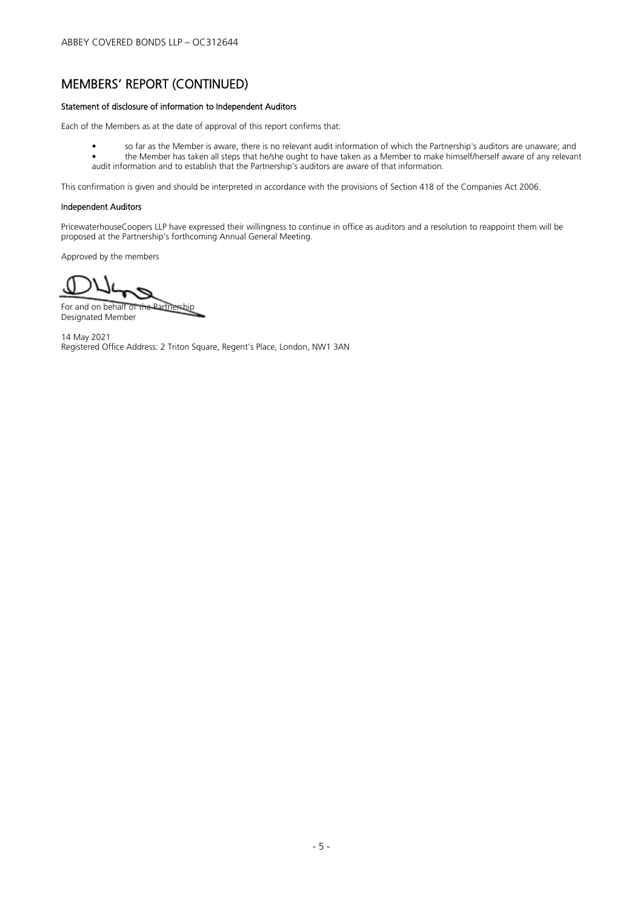## MEMBERS' REPORT (CONTINUED)

**Statement of disclosure of information to Independent Auditors**

Each of the Members as at the date of approval of this report confirms that:

- so far as the Member is aware, there is no relevant audit information of which the Partnership's auditors are unaware; and
- the Member has taken all steps that he/she ought to have taken as a Member to make himself/herself aware of any relevant audit information and to establish that the Partnership's auditors are aware of that information.

This confirmation is given and should be interpreted in accordance with the provisions of Section 418 of the Companies Act 2006.

**Independent Auditors**

PricewaterhouseCoopers LLP have expressed their willingness to continue in office as auditors and a resolution to reappoint them will be proposed at the Partnership's forthcoming Annual General Meeting.

Approved by the members

For and on behalf of the Partnership
Designated Member

14 May 2021
Registered Office Address: 2 Triton Square, Regent's Place, London, NW1 3AN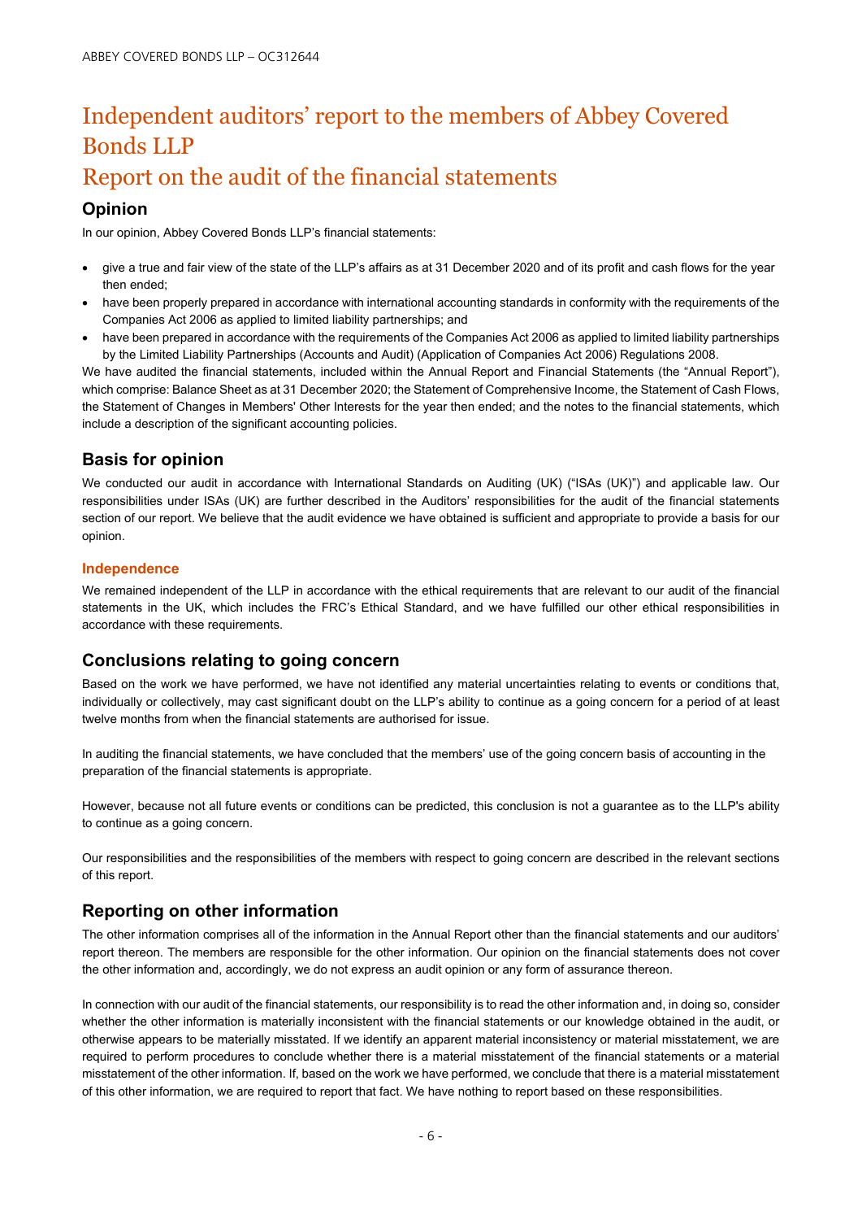# Independent auditors' report to the members of Abbey Covered Bonds LLP

# Report on the audit of the financial statements

## Opinion

In our opinion, Abbey Covered Bonds LLP's financial statements:

- give a true and fair view of the state of the LLP's affairs as at 31 December 2020 and of its profit and cash flows for the year then ended;
- have been properly prepared in accordance with international accounting standards in conformity with the requirements of the Companies Act 2006 as applied to limited liability partnerships; and
- have been prepared in accordance with the requirements of the Companies Act 2006 as applied to limited liability partnerships by the Limited Liability Partnerships (Accounts and Audit) (Application of Companies Act 2006) Regulations 2008.

We have audited the financial statements, included within the Annual Report and Financial Statements (the "Annual Report"), which comprise: Balance Sheet as at 31 December 2020; the Statement of Comprehensive Income, the Statement of Cash Flows, the Statement of Changes in Members' Other Interests for the year then ended; and the notes to the financial statements, which include a description of the significant accounting policies.

## Basis for opinion

We conducted our audit in accordance with International Standards on Auditing (UK) ("ISAs (UK)") and applicable law. Our responsibilities under ISAs (UK) are further described in the Auditors' responsibilities for the audit of the financial statements section of our report. We believe that the audit evidence we have obtained is sufficient and appropriate to provide a basis for our opinion.

### Independence

We remained independent of the LLP in accordance with the ethical requirements that are relevant to our audit of the financial statements in the UK, which includes the FRC's Ethical Standard, and we have fulfilled our other ethical responsibilities in accordance with these requirements.

## Conclusions relating to going concern

Based on the work we have performed, we have not identified any material uncertainties relating to events or conditions that, individually or collectively, may cast significant doubt on the LLP's ability to continue as a going concern for a period of at least twelve months from when the financial statements are authorised for issue.

In auditing the financial statements, we have concluded that the members' use of the going concern basis of accounting in the preparation of the financial statements is appropriate.

However, because not all future events or conditions can be predicted, this conclusion is not a guarantee as to the LLP's ability to continue as a going concern.

Our responsibilities and the responsibilities of the members with respect to going concern are described in the relevant sections of this report.

## Reporting on other information

The other information comprises all of the information in the Annual Report other than the financial statements and our auditors' report thereon. The members are responsible for the other information. Our opinion on the financial statements does not cover the other information and, accordingly, we do not express an audit opinion or any form of assurance thereon.

In connection with our audit of the financial statements, our responsibility is to read the other information and, in doing so, consider whether the other information is materially inconsistent with the financial statements or our knowledge obtained in the audit, or otherwise appears to be materially misstated. If we identify an apparent material inconsistency or material misstatement, we are required to perform procedures to conclude whether there is a material misstatement of the financial statements or a material misstatement of the other information. If, based on the work we have performed, we conclude that there is a material misstatement of this other information, we are required to report that fact. We have nothing to report based on these responsibilities.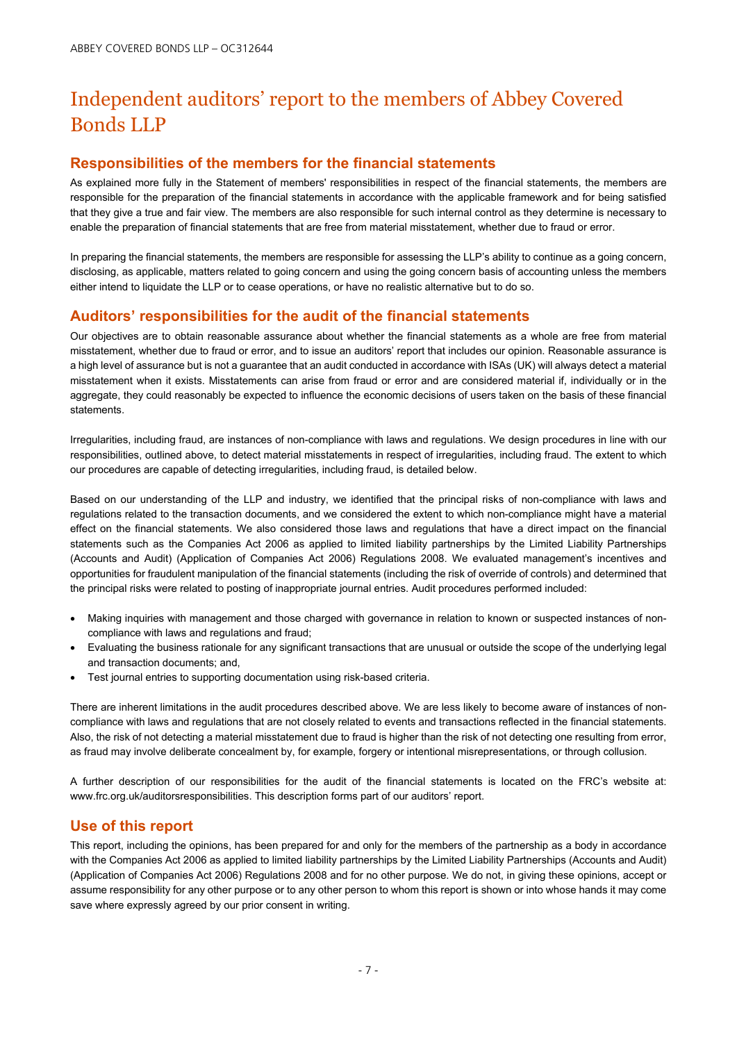# Independent auditors' report to the members of Abbey Covered Bonds LLP

## Responsibilities of the members for the financial statements

As explained more fully in the Statement of members' responsibilities in respect of the financial statements, the members are responsible for the preparation of the financial statements in accordance with the applicable framework and for being satisfied that they give a true and fair view. The members are also responsible for such internal control as they determine is necessary to enable the preparation of financial statements that are free from material misstatement, whether due to fraud or error.

In preparing the financial statements, the members are responsible for assessing the LLP's ability to continue as a going concern, disclosing, as applicable, matters related to going concern and using the going concern basis of accounting unless the members either intend to liquidate the LLP or to cease operations, or have no realistic alternative but to do so.

## Auditors' responsibilities for the audit of the financial statements

Our objectives are to obtain reasonable assurance about whether the financial statements as a whole are free from material misstatement, whether due to fraud or error, and to issue an auditors' report that includes our opinion. Reasonable assurance is a high level of assurance but is not a guarantee that an audit conducted in accordance with ISAs (UK) will always detect a material misstatement when it exists. Misstatements can arise from fraud or error and are considered material if, individually or in the aggregate, they could reasonably be expected to influence the economic decisions of users taken on the basis of these financial statements.

Irregularities, including fraud, are instances of non-compliance with laws and regulations. We design procedures in line with our responsibilities, outlined above, to detect material misstatements in respect of irregularities, including fraud. The extent to which our procedures are capable of detecting irregularities, including fraud, is detailed below.

Based on our understanding of the LLP and industry, we identified that the principal risks of non-compliance with laws and regulations related to the transaction documents, and we considered the extent to which non-compliance might have a material effect on the financial statements. We also considered those laws and regulations that have a direct impact on the financial statements such as the Companies Act 2006 as applied to limited liability partnerships by the Limited Liability Partnerships (Accounts and Audit) (Application of Companies Act 2006) Regulations 2008. We evaluated management's incentives and opportunities for fraudulent manipulation of the financial statements (including the risk of override of controls) and determined that the principal risks were related to posting of inappropriate journal entries. Audit procedures performed included:

- Making inquiries with management and those charged with governance in relation to known or suspected instances of non-compliance with laws and regulations and fraud;
- Evaluating the business rationale for any significant transactions that are unusual or outside the scope of the underlying legal and transaction documents; and,
- Test journal entries to supporting documentation using risk-based criteria.

There are inherent limitations in the audit procedures described above. We are less likely to become aware of instances of non-compliance with laws and regulations that are not closely related to events and transactions reflected in the financial statements. Also, the risk of not detecting a material misstatement due to fraud is higher than the risk of not detecting one resulting from error, as fraud may involve deliberate concealment by, for example, forgery or intentional misrepresentations, or through collusion.

A further description of our responsibilities for the audit of the financial statements is located on the FRC's website at: www.frc.org.uk/auditorsresponsibilities. This description forms part of our auditors' report.

## Use of this report

This report, including the opinions, has been prepared for and only for the members of the partnership as a body in accordance with the Companies Act 2006 as applied to limited liability partnerships by the Limited Liability Partnerships (Accounts and Audit) (Application of Companies Act 2006) Regulations 2008 and for no other purpose. We do not, in giving these opinions, accept or assume responsibility for any other purpose or to any other person to whom this report is shown or into whose hands it may come save where expressly agreed by our prior consent in writing.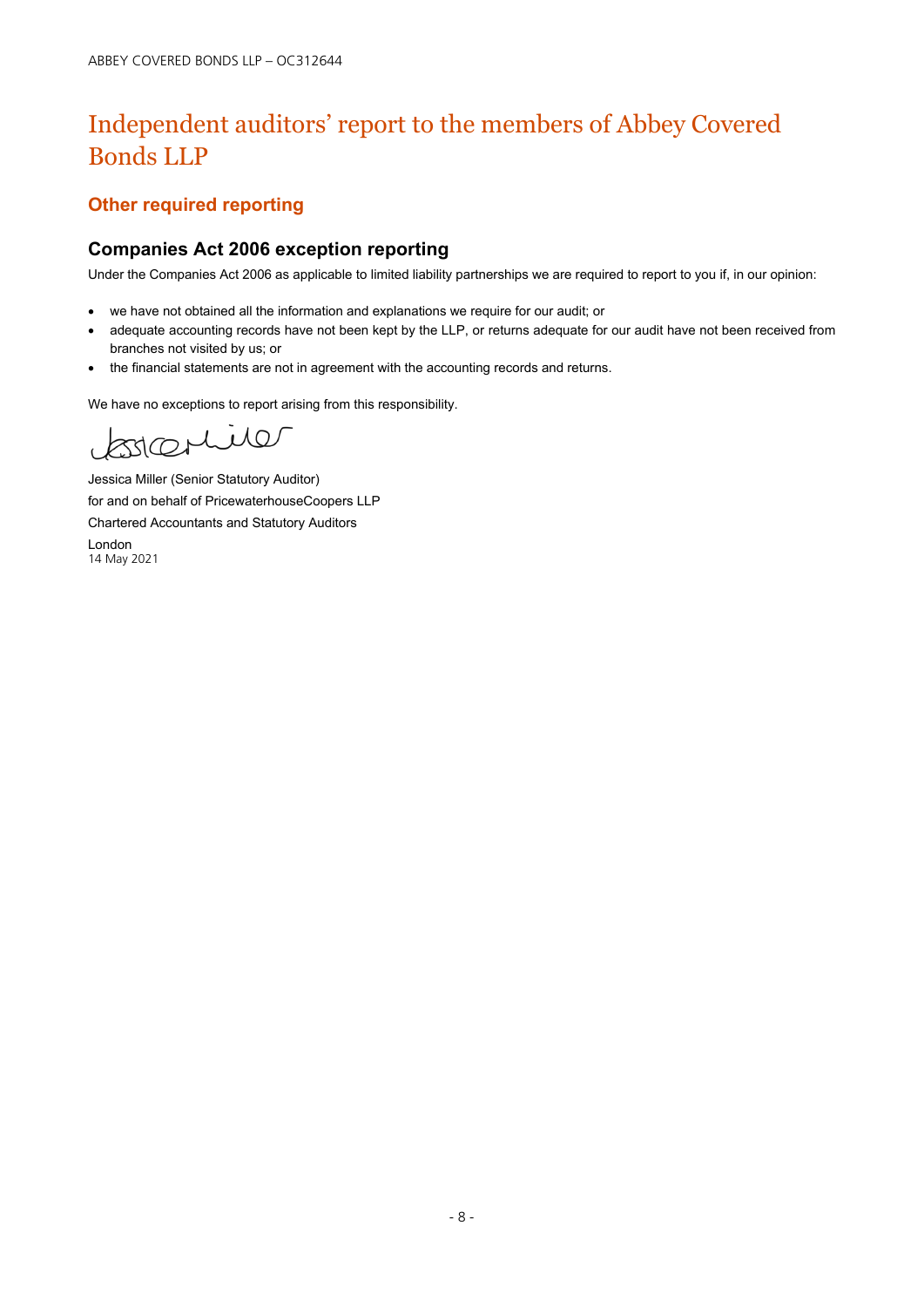# Independent auditors' report to the members of Abbey Covered Bonds LLP

## Other required reporting

### Companies Act 2006 exception reporting

Under the Companies Act 2006 as applicable to limited liability partnerships we are required to report to you if, in our opinion:

- we have not obtained all the information and explanations we require for our audit; or
- adequate accounting records have not been kept by the LLP, or returns adequate for our audit have not been received from branches not visited by us; or
- the financial statements are not in agreement with the accounting records and returns.

We have no exceptions to report arising from this responsibility.

Jessica Miller (Senior Statutory Auditor)
for and on behalf of PricewaterhouseCoopers LLP
Chartered Accountants and Statutory Auditors
London
14 May 2021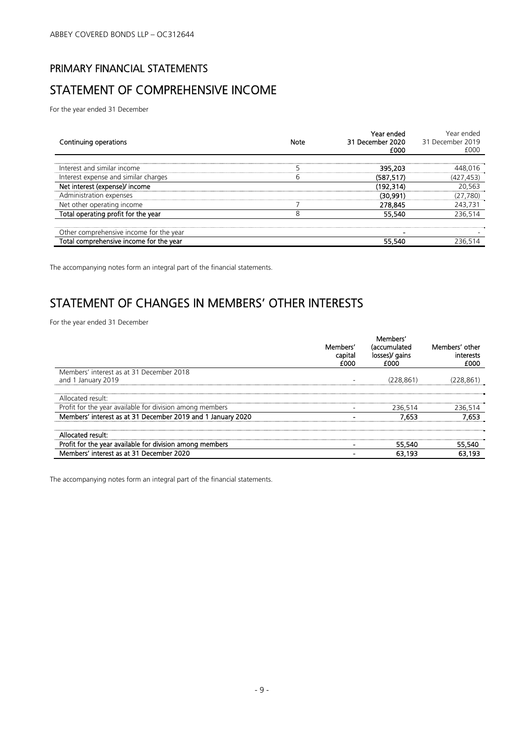## PRIMARY FINANCIAL STATEMENTS

# STATEMENT OF COMPREHENSIVE INCOME

For the year ended 31 December

| Continuing operations | Note | Year ended 31 December 2020 £000 | Year ended 31 December 2019 £000 |
|---|---|---|---|
| Interest and similar income | 5 | 395,203 | 448,016 |
| Interest expense and similar charges | 6 | (587,517) | (427,453) |
| **Net interest (expense)/ income** | | (192,314) | 20,563 |
| Administration expenses | | (30,991) | (27,780) |
| Net other operating income | 7 | 278,845 | 243,731 |
| **Total operating profit for the year** | 8 | 55,540 | 236,514 |
| Other comprehensive income for the year | | - | - |
| **Total comprehensive income for the year** | | 55,540 | 236,514 |

The accompanying notes form an integral part of the financial statements.

# STATEMENT OF CHANGES IN MEMBERS' OTHER INTERESTS

For the year ended 31 December

| | Members' capital £000 | Members' (accumulated losses)/ gains £000 | Members' other interests £000 |
|---|---|---|---|
| Members' interest as at 31 December 2018 and 1 January 2019 | - | (228,861) | (228,861) |
| Allocated result: | | | |
| Profit for the year available for division among members | - | 236,514 | 236,514 |
| **Members' interest as at 31 December 2019 and 1 January 2020** | - | 7,653 | 7,653 |
| **Allocated result:** | | | |
| **Profit for the year available for division among members** | - | 55,540 | 55,540 |
| **Members' interest as at 31 December 2020** | - | 63,193 | 63,193 |

The accompanying notes form an integral part of the financial statements.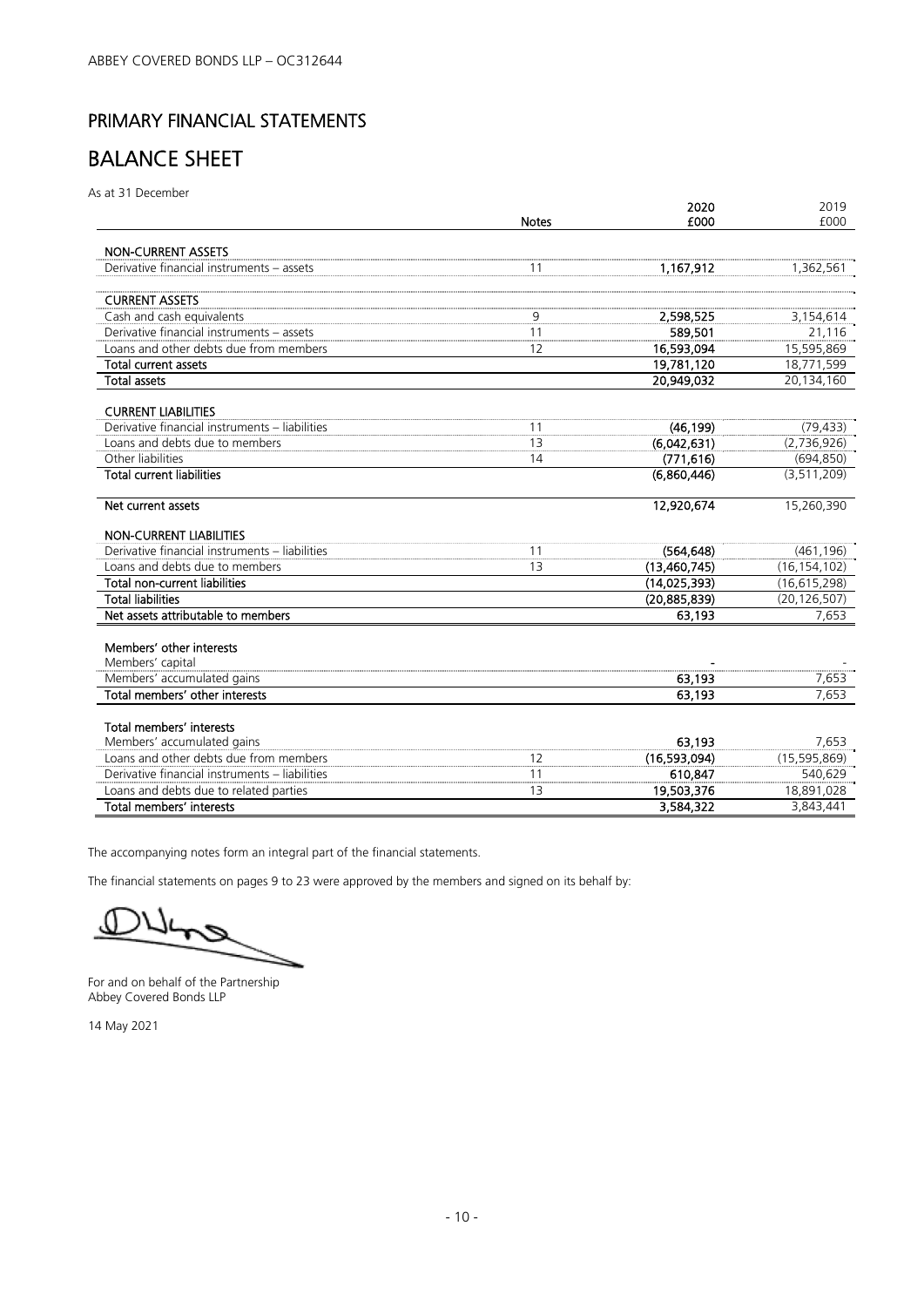# PRIMARY FINANCIAL STATEMENTS

# BALANCE SHEET

As at 31 December

| | Notes | 2020 £000 | 2019 £000 |
|---|---|---|---|
| **NON-CURRENT ASSETS** | | | |
| Derivative financial instruments – assets | 11 | **1,167,912** | 1,362,561 |
| **CURRENT ASSETS** | | | |
| Cash and cash equivalents | 9 | **2,598,525** | 3,154,614 |
| Derivative financial instruments – assets | 11 | **589,501** | 21,116 |
| Loans and other debts due from members | 12 | **16,593,094** | 15,595,869 |
| **Total current assets** | | **19,781,120** | 18,771,599 |
| **Total assets** | | **20,949,032** | 20,134,160 |
| **CURRENT LIABILITIES** | | | |
| Derivative financial instruments – liabilities | 11 | **(46,199)** | (79,433) |
| Loans and debts due to members | 13 | **(6,042,631)** | (2,736,926) |
| Other liabilities | 14 | **(771,616)** | (694,850) |
| **Total current liabilities** | | **(6,860,446)** | (3,511,209) |
| **Net current assets** | | **12,920,674** | 15,260,390 |
| **NON-CURRENT LIABILITIES** | | | |
| Derivative financial instruments – liabilities | 11 | **(564,648)** | (461,196) |
| Loans and debts due to members | 13 | **(13,460,745)** | (16,154,102) |
| **Total non-current liabilities** | | **(14,025,393)** | (16,615,298) |
| **Total liabilities** | | **(20,885,839)** | (20,126,507) |
| **Net assets attributable to members** | | **63,193** | 7,653 |
| **Members' other interests** | | | |
| Members' capital | | **-** | - |
| Members' accumulated gains | | **63,193** | 7,653 |
| **Total members' other interests** | | **63,193** | 7,653 |
| **Total members' interests** | | | |
| Members' accumulated gains | | **63,193** | 7,653 |
| Loans and other debts due from members | 12 | **(16,593,094)** | (15,595,869) |
| Derivative financial instruments – liabilities | 11 | **610,847** | 540,629 |
| Loans and debts due to related parties | 13 | **19,503,376** | 18,891,028 |
| **Total members' interests** | | **3,584,322** | 3,843,441 |

The accompanying notes form an integral part of the financial statements.

The financial statements on pages 9 to 23 were approved by the members and signed on its behalf by:

For and on behalf of the Partnership
Abbey Covered Bonds LLP

14 May 2021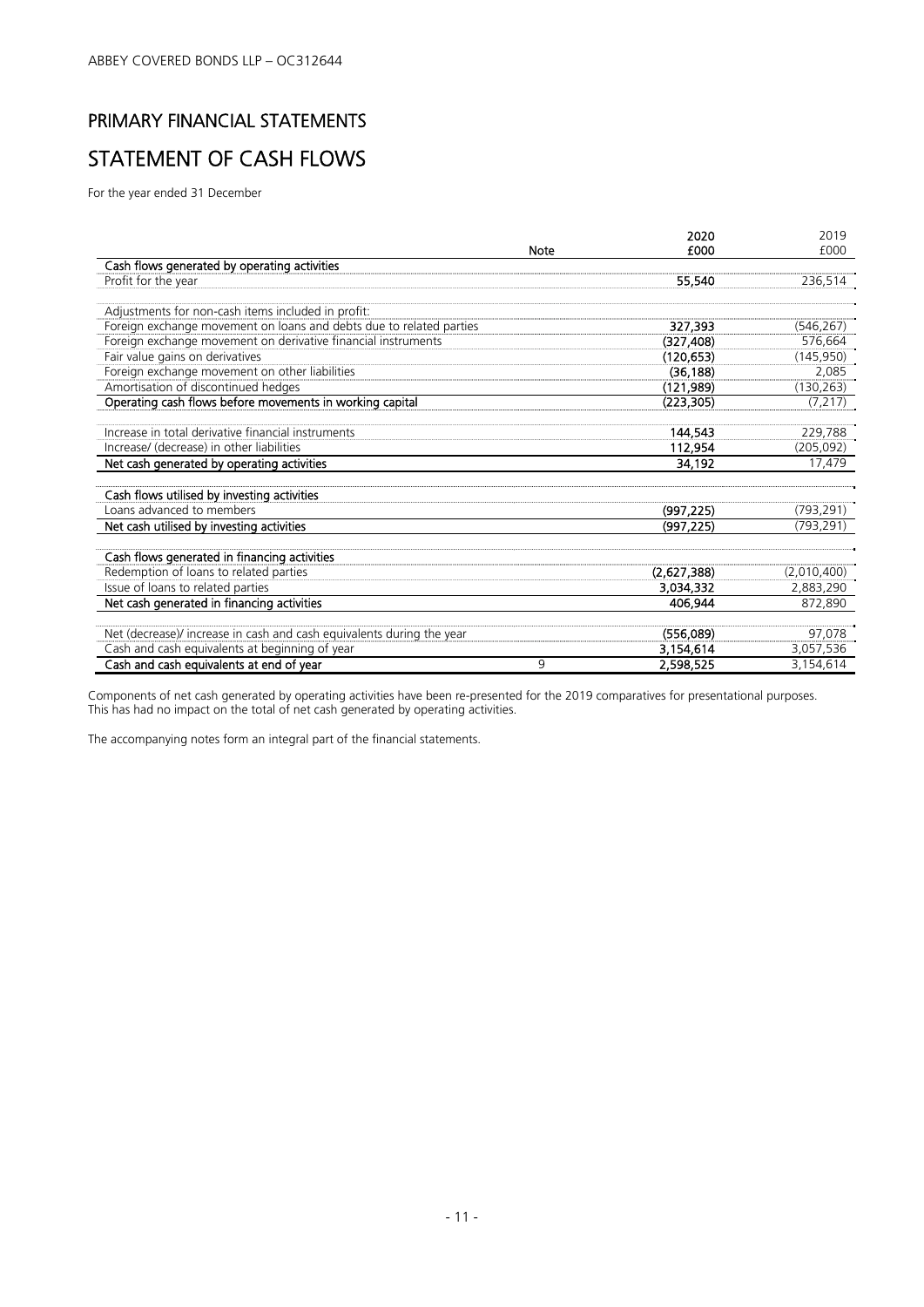ABBEY COVERED BONDS LLP – OC312644

# PRIMARY FINANCIAL STATEMENTS

## STATEMENT OF CASH FLOWS

For the year ended 31 December

| | Note | 2020 £000 | 2019 £000 |
|---|---|---|---|
| **Cash flows generated by operating activities** | | | |
| Profit for the year | | **55,540** | 236,514 |
| | | | |
| Adjustments for non-cash items included in profit: | | | |
| Foreign exchange movement on loans and debts due to related parties | | **327,393** | (546,267) |
| Foreign exchange movement on derivative financial instruments | | **(327,408)** | 576,664 |
| Fair value gains on derivatives | | **(120,653)** | (145,950) |
| Foreign exchange movement on other liabilities | | **(36,188)** | 2,085 |
| Amortisation of discontinued hedges | | **(121,989)** | (130,263) |
| **Operating cash flows before movements in working capital** | | **(223,305)** | (7,217) |
| | | | |
| Increase in total derivative financial instruments | | **144,543** | 229,788 |
| Increase/ (decrease) in other liabilities | | **112,954** | (205,092) |
| **Net cash generated by operating activities** | | **34,192** | 17,479 |
| | | | |
| **Cash flows utilised by investing activities** | | | |
| Loans advanced to members | | **(997,225)** | (793,291) |
| **Net cash utilised by investing activities** | | **(997,225)** | (793,291) |
| | | | |
| **Cash flows generated in financing activities** | | | |
| Redemption of loans to related parties | | **(2,627,388)** | (2,010,400) |
| Issue of loans to related parties | | **3,034,332** | 2,883,290 |
| **Net cash generated in financing activities** | | **406,944** | 872,890 |
| | | | |
| Net (decrease)/ increase in cash and cash equivalents during the year | | **(556,089)** | 97,078 |
| Cash and cash equivalents at beginning of year | | **3,154,614** | 3,057,536 |
| **Cash and cash equivalents at end of year** | 9 | **2,598,525** | 3,154,614 |

Components of net cash generated by operating activities have been re-presented for the 2019 comparatives for presentational purposes. This has had no impact on the total of net cash generated by operating activities.

The accompanying notes form an integral part of the financial statements.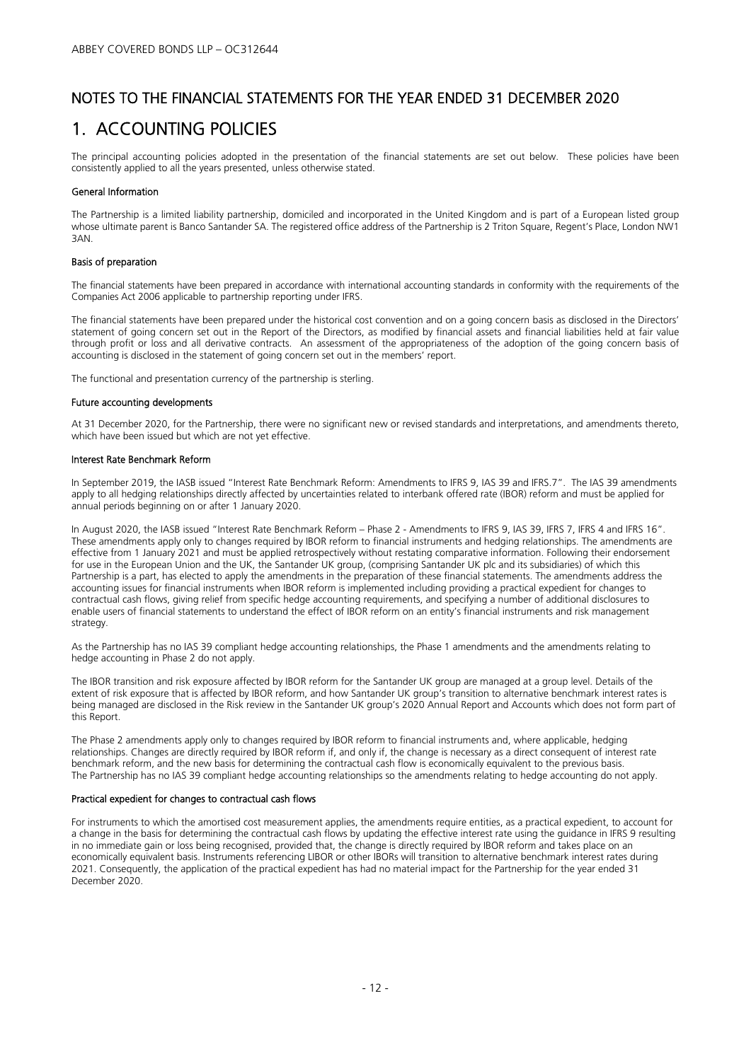# NOTES TO THE FINANCIAL STATEMENTS FOR THE YEAR ENDED 31 DECEMBER 2020

# 1. ACCOUNTING POLICIES

The principal accounting policies adopted in the presentation of the financial statements are set out below. These policies have been consistently applied to all the years presented, unless otherwise stated.

### General Information

The Partnership is a limited liability partnership, domiciled and incorporated in the United Kingdom and is part of a European listed group whose ultimate parent is Banco Santander SA. The registered office address of the Partnership is 2 Triton Square, Regent's Place, London NW1 3AN.

### Basis of preparation

The financial statements have been prepared in accordance with international accounting standards in conformity with the requirements of the Companies Act 2006 applicable to partnership reporting under IFRS.

The financial statements have been prepared under the historical cost convention and on a going concern basis as disclosed in the Directors' statement of going concern set out in the Report of the Directors, as modified by financial assets and financial liabilities held at fair value through profit or loss and all derivative contracts. An assessment of the appropriateness of the adoption of the going concern basis of accounting is disclosed in the statement of going concern set out in the members' report.

The functional and presentation currency of the partnership is sterling.

### Future accounting developments

At 31 December 2020, for the Partnership, there were no significant new or revised standards and interpretations, and amendments thereto, which have been issued but which are not yet effective.

### Interest Rate Benchmark Reform

In September 2019, the IASB issued "Interest Rate Benchmark Reform: Amendments to IFRS 9, IAS 39 and IFRS.7". The IAS 39 amendments apply to all hedging relationships directly affected by uncertainties related to interbank offered rate (IBOR) reform and must be applied for annual periods beginning on or after 1 January 2020.

In August 2020, the IASB issued "Interest Rate Benchmark Reform – Phase 2 - Amendments to IFRS 9, IAS 39, IFRS 7, IFRS 4 and IFRS 16". These amendments apply only to changes required by IBOR reform to financial instruments and hedging relationships. The amendments are effective from 1 January 2021 and must be applied retrospectively without restating comparative information. Following their endorsement for use in the European Union and the UK, the Santander UK group, (comprising Santander UK plc and its subsidiaries) of which this Partnership is a part, has elected to apply the amendments in the preparation of these financial statements. The amendments address the accounting issues for financial instruments when IBOR reform is implemented including providing a practical expedient for changes to contractual cash flows, giving relief from specific hedge accounting requirements, and specifying a number of additional disclosures to enable users of financial statements to understand the effect of IBOR reform on an entity's financial instruments and risk management strategy.

As the Partnership has no IAS 39 compliant hedge accounting relationships, the Phase 1 amendments and the amendments relating to hedge accounting in Phase 2 do not apply.

The IBOR transition and risk exposure affected by IBOR reform for the Santander UK group are managed at a group level. Details of the extent of risk exposure that is affected by IBOR reform, and how Santander UK group's transition to alternative benchmark interest rates is being managed are disclosed in the Risk review in the Santander UK group's 2020 Annual Report and Accounts which does not form part of this Report.

The Phase 2 amendments apply only to changes required by IBOR reform to financial instruments and, where applicable, hedging relationships. Changes are directly required by IBOR reform if, and only if, the change is necessary as a direct consequent of interest rate benchmark reform, and the new basis for determining the contractual cash flow is economically equivalent to the previous basis. The Partnership has no IAS 39 compliant hedge accounting relationships so the amendments relating to hedge accounting do not apply.

### Practical expedient for changes to contractual cash flows

For instruments to which the amortised cost measurement applies, the amendments require entities, as a practical expedient, to account for a change in the basis for determining the contractual cash flows by updating the effective interest rate using the guidance in IFRS 9 resulting in no immediate gain or loss being recognised, provided that, the change is directly required by IBOR reform and takes place on an economically equivalent basis. Instruments referencing LIBOR or other IBORs will transition to alternative benchmark interest rates during 2021. Consequently, the application of the practical expedient has had no material impact for the Partnership for the year ended 31 December 2020.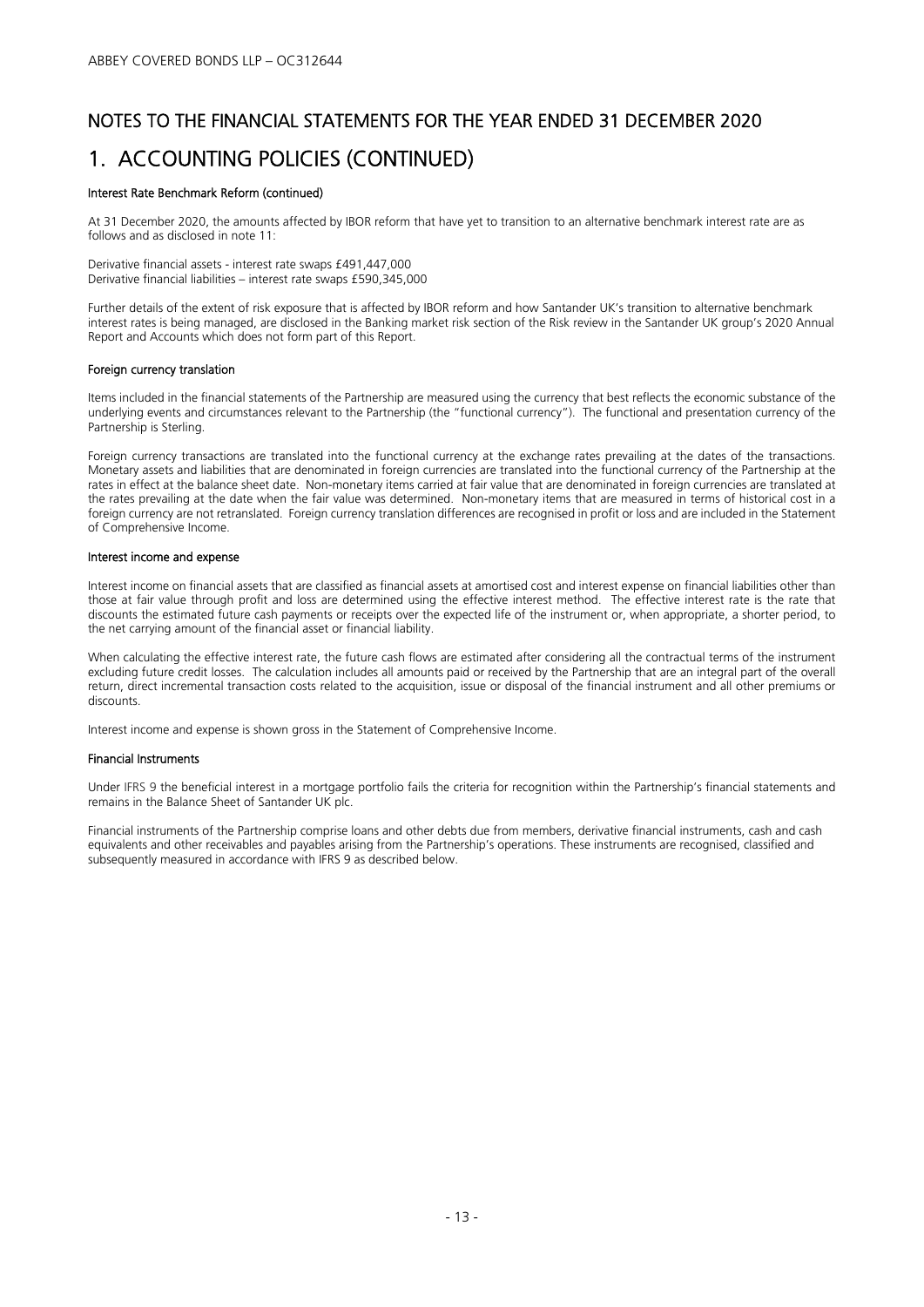# NOTES TO THE FINANCIAL STATEMENTS FOR THE YEAR ENDED 31 DECEMBER 2020

# 1. ACCOUNTING POLICIES (CONTINUED)

#### Interest Rate Benchmark Reform (continued)

At 31 December 2020, the amounts affected by IBOR reform that have yet to transition to an alternative benchmark interest rate are as follows and as disclosed in note 11:

Derivative financial assets - interest rate swaps £491,447,000
Derivative financial liabilities – interest rate swaps £590,345,000

Further details of the extent of risk exposure that is affected by IBOR reform and how Santander UK's transition to alternative benchmark interest rates is being managed, are disclosed in the Banking market risk section of the Risk review in the Santander UK group's 2020 Annual Report and Accounts which does not form part of this Report.

#### Foreign currency translation

Items included in the financial statements of the Partnership are measured using the currency that best reflects the economic substance of the underlying events and circumstances relevant to the Partnership (the "functional currency"). The functional and presentation currency of the Partnership is Sterling.

Foreign currency transactions are translated into the functional currency at the exchange rates prevailing at the dates of the transactions. Monetary assets and liabilities that are denominated in foreign currencies are translated into the functional currency of the Partnership at the rates in effect at the balance sheet date. Non-monetary items carried at fair value that are denominated in foreign currencies are translated at the rates prevailing at the date when the fair value was determined. Non-monetary items that are measured in terms of historical cost in a foreign currency are not retranslated. Foreign currency translation differences are recognised in profit or loss and are included in the Statement of Comprehensive Income.

#### Interest income and expense

Interest income on financial assets that are classified as financial assets at amortised cost and interest expense on financial liabilities other than those at fair value through profit and loss are determined using the effective interest method. The effective interest rate is the rate that discounts the estimated future cash payments or receipts over the expected life of the instrument or, when appropriate, a shorter period, to the net carrying amount of the financial asset or financial liability.

When calculating the effective interest rate, the future cash flows are estimated after considering all the contractual terms of the instrument excluding future credit losses. The calculation includes all amounts paid or received by the Partnership that are an integral part of the overall return, direct incremental transaction costs related to the acquisition, issue or disposal of the financial instrument and all other premiums or discounts.

Interest income and expense is shown gross in the Statement of Comprehensive Income.

#### Financial Instruments

Under IFRS 9 the beneficial interest in a mortgage portfolio fails the criteria for recognition within the Partnership's financial statements and remains in the Balance Sheet of Santander UK plc.

Financial instruments of the Partnership comprise loans and other debts due from members, derivative financial instruments, cash and cash equivalents and other receivables and payables arising from the Partnership's operations. These instruments are recognised, classified and subsequently measured in accordance with IFRS 9 as described below.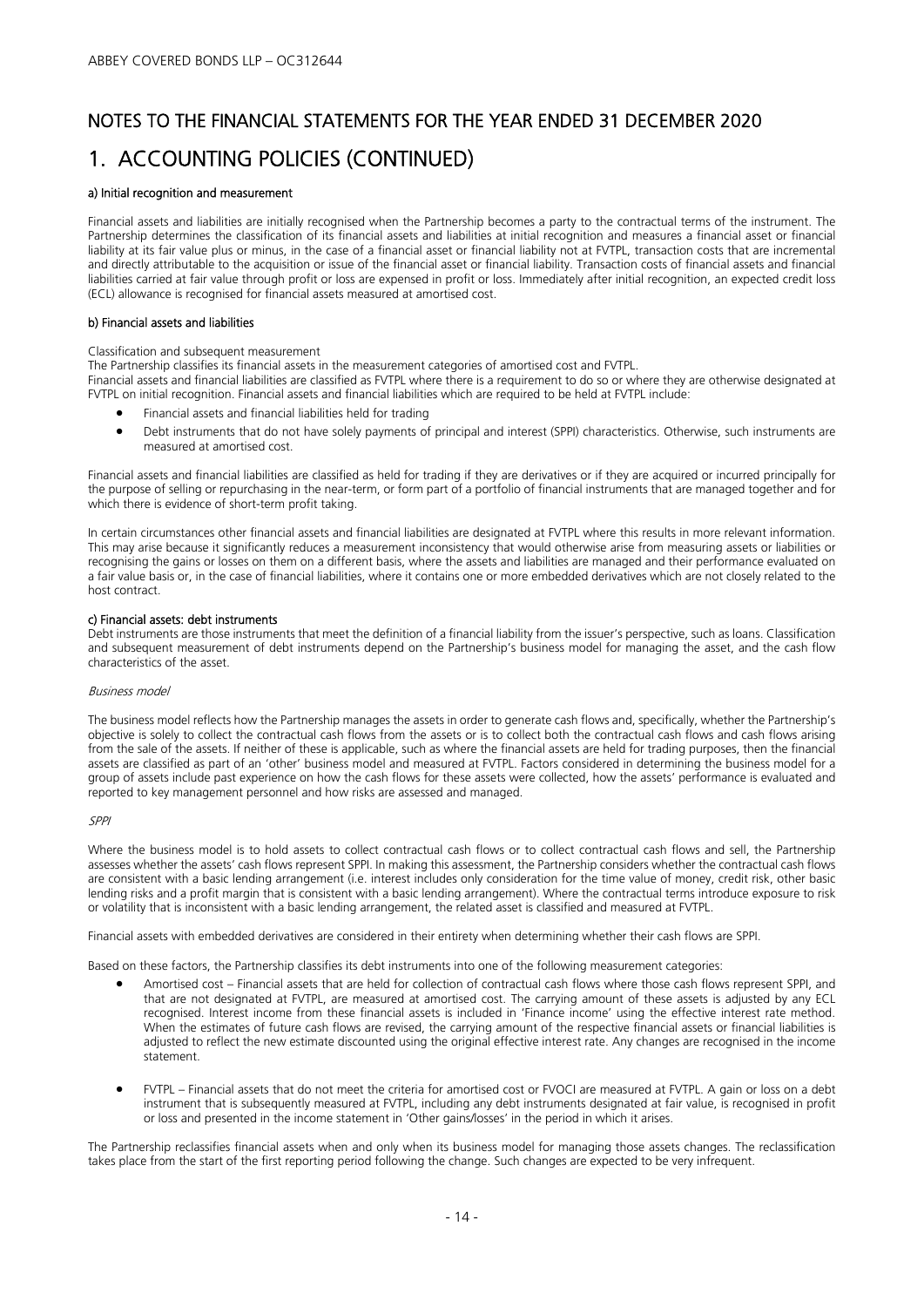# NOTES TO THE FINANCIAL STATEMENTS FOR THE YEAR ENDED 31 DECEMBER 2020

# 1. ACCOUNTING POLICIES (CONTINUED)

#### a) Initial recognition and measurement

Financial assets and liabilities are initially recognised when the Partnership becomes a party to the contractual terms of the instrument. The Partnership determines the classification of its financial assets and liabilities at initial recognition and measures a financial asset or financial liability at its fair value plus or minus, in the case of a financial asset or financial liability not at FVTPL, transaction costs that are incremental and directly attributable to the acquisition or issue of the financial asset or financial liability. Transaction costs of financial assets and financial liabilities carried at fair value through profit or loss are expensed in profit or loss. Immediately after initial recognition, an expected credit loss (ECL) allowance is recognised for financial assets measured at amortised cost.

#### b) Financial assets and liabilities

Classification and subsequent measurement

The Partnership classifies its financial assets in the measurement categories of amortised cost and FVTPL.

Financial assets and financial liabilities are classified as FVTPL where there is a requirement to do so or where they are otherwise designated at FVTPL on initial recognition. Financial assets and financial liabilities which are required to be held at FVTPL include:

- Financial assets and financial liabilities held for trading
- Debt instruments that do not have solely payments of principal and interest (SPPI) characteristics. Otherwise, such instruments are measured at amortised cost.

Financial assets and financial liabilities are classified as held for trading if they are derivatives or if they are acquired or incurred principally for the purpose of selling or repurchasing in the near-term, or form part of a portfolio of financial instruments that are managed together and for which there is evidence of short-term profit taking.

In certain circumstances other financial assets and financial liabilities are designated at FVTPL where this results in more relevant information. This may arise because it significantly reduces a measurement inconsistency that would otherwise arise from measuring assets or liabilities or recognising the gains or losses on them on a different basis, where the assets and liabilities are managed and their performance evaluated on a fair value basis or, in the case of financial liabilities, where it contains one or more embedded derivatives which are not closely related to the host contract.

#### c) Financial assets: debt instruments

Debt instruments are those instruments that meet the definition of a financial liability from the issuer's perspective, such as loans. Classification and subsequent measurement of debt instruments depend on the Partnership's business model for managing the asset, and the cash flow characteristics of the asset.

*Business model*

The business model reflects how the Partnership manages the assets in order to generate cash flows and, specifically, whether the Partnership's objective is solely to collect the contractual cash flows from the assets or is to collect both the contractual cash flows and cash flows arising from the sale of the assets. If neither of these is applicable, such as where the financial assets are held for trading purposes, then the financial assets are classified as part of an 'other' business model and measured at FVTPL. Factors considered in determining the business model for a group of assets include past experience on how the cash flows for these assets were collected, how the assets' performance is evaluated and reported to key management personnel and how risks are assessed and managed.

*SPPI*

Where the business model is to hold assets to collect contractual cash flows or to collect contractual cash flows and sell, the Partnership assesses whether the assets' cash flows represent SPPI. In making this assessment, the Partnership considers whether the contractual cash flows are consistent with a basic lending arrangement (i.e. interest includes only consideration for the time value of money, credit risk, other basic lending risks and a profit margin that is consistent with a basic lending arrangement). Where the contractual terms introduce exposure to risk or volatility that is inconsistent with a basic lending arrangement, the related asset is classified and measured at FVTPL.

Financial assets with embedded derivatives are considered in their entirety when determining whether their cash flows are SPPI.

Based on these factors, the Partnership classifies its debt instruments into one of the following measurement categories:

- Amortised cost – Financial assets that are held for collection of contractual cash flows where those cash flows represent SPPI, and that are not designated at FVTPL, are measured at amortised cost. The carrying amount of these assets is adjusted by any ECL recognised. Interest income from these financial assets is included in 'Finance income' using the effective interest rate method. When the estimates of future cash flows are revised, the carrying amount of the respective financial assets or financial liabilities is adjusted to reflect the new estimate discounted using the original effective interest rate. Any changes are recognised in the income statement.
- FVTPL – Financial assets that do not meet the criteria for amortised cost or FVOCI are measured at FVTPL. A gain or loss on a debt instrument that is subsequently measured at FVTPL, including any debt instruments designated at fair value, is recognised in profit or loss and presented in the income statement in 'Other gains/losses' in the period in which it arises.

The Partnership reclassifies financial assets when and only when its business model for managing those assets changes. The reclassification takes place from the start of the first reporting period following the change. Such changes are expected to be very infrequent.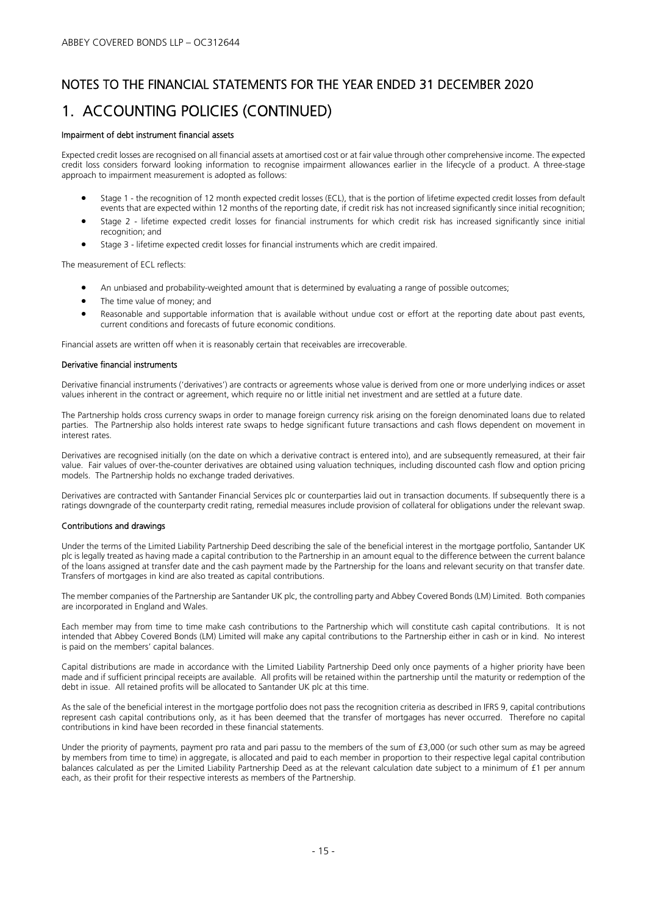## NOTES TO THE FINANCIAL STATEMENTS FOR THE YEAR ENDED 31 DECEMBER 2020

# 1. ACCOUNTING POLICIES (CONTINUED)

**Impairment of debt instrument financial assets**

Expected credit losses are recognised on all financial assets at amortised cost or at fair value through other comprehensive income. The expected credit loss considers forward looking information to recognise impairment allowances earlier in the lifecycle of a product. A three-stage approach to impairment measurement is adopted as follows:

- Stage 1 - the recognition of 12 month expected credit losses (ECL), that is the portion of lifetime expected credit losses from default events that are expected within 12 months of the reporting date, if credit risk has not increased significantly since initial recognition;
- Stage 2 - lifetime expected credit losses for financial instruments for which credit risk has increased significantly since initial recognition; and
- Stage 3 - lifetime expected credit losses for financial instruments which are credit impaired.

The measurement of ECL reflects:

- An unbiased and probability-weighted amount that is determined by evaluating a range of possible outcomes;
- The time value of money; and
- Reasonable and supportable information that is available without undue cost or effort at the reporting date about past events, current conditions and forecasts of future economic conditions.

Financial assets are written off when it is reasonably certain that receivables are irrecoverable.

**Derivative financial instruments**

Derivative financial instruments ('derivatives') are contracts or agreements whose value is derived from one or more underlying indices or asset values inherent in the contract or agreement, which require no or little initial net investment and are settled at a future date.

The Partnership holds cross currency swaps in order to manage foreign currency risk arising on the foreign denominated loans due to related parties. The Partnership also holds interest rate swaps to hedge significant future transactions and cash flows dependent on movement in interest rates.

Derivatives are recognised initially (on the date on which a derivative contract is entered into), and are subsequently remeasured, at their fair value. Fair values of over-the-counter derivatives are obtained using valuation techniques, including discounted cash flow and option pricing models. The Partnership holds no exchange traded derivatives.

Derivatives are contracted with Santander Financial Services plc or counterparties laid out in transaction documents. If subsequently there is a ratings downgrade of the counterparty credit rating, remedial measures include provision of collateral for obligations under the relevant swap.

**Contributions and drawings**

Under the terms of the Limited Liability Partnership Deed describing the sale of the beneficial interest in the mortgage portfolio, Santander UK plc is legally treated as having made a capital contribution to the Partnership in an amount equal to the difference between the current balance of the loans assigned at transfer date and the cash payment made by the Partnership for the loans and relevant security on that transfer date. Transfers of mortgages in kind are also treated as capital contributions.

The member companies of the Partnership are Santander UK plc, the controlling party and Abbey Covered Bonds (LM) Limited. Both companies are incorporated in England and Wales.

Each member may from time to time make cash contributions to the Partnership which will constitute cash capital contributions. It is not intended that Abbey Covered Bonds (LM) Limited will make any capital contributions to the Partnership either in cash or in kind. No interest is paid on the members' capital balances.

Capital distributions are made in accordance with the Limited Liability Partnership Deed only once payments of a higher priority have been made and if sufficient principal receipts are available. All profits will be retained within the partnership until the maturity or redemption of the debt in issue. All retained profits will be allocated to Santander UK plc at this time.

As the sale of the beneficial interest in the mortgage portfolio does not pass the recognition criteria as described in IFRS 9, capital contributions represent cash capital contributions only, as it has been deemed that the transfer of mortgages has never occurred. Therefore no capital contributions in kind have been recorded in these financial statements.

Under the priority of payments, payment pro rata and pari passu to the members of the sum of £3,000 (or such other sum as may be agreed by members from time to time) in aggregate, is allocated and paid to each member in proportion to their respective legal capital contribution balances calculated as per the Limited Liability Partnership Deed as at the relevant calculation date subject to a minimum of £1 per annum each, as their profit for their respective interests as members of the Partnership.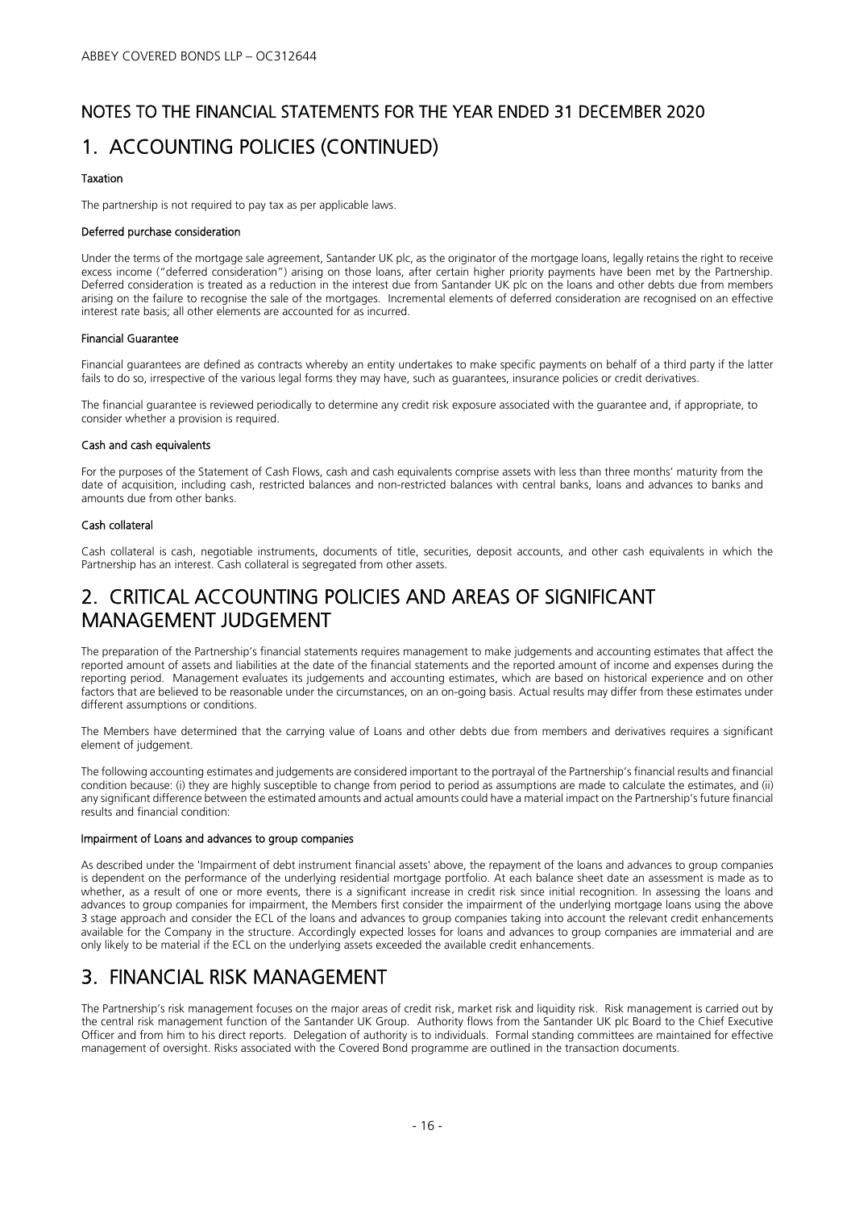## NOTES TO THE FINANCIAL STATEMENTS FOR THE YEAR ENDED 31 DECEMBER 2020

# 1. ACCOUNTING POLICIES (CONTINUED)

**Taxation**

The partnership is not required to pay tax as per applicable laws.

**Deferred purchase consideration**

Under the terms of the mortgage sale agreement, Santander UK plc, as the originator of the mortgage loans, legally retains the right to receive excess income ("deferred consideration") arising on those loans, after certain higher priority payments have been met by the Partnership. Deferred consideration is treated as a reduction in the interest due from Santander UK plc on the loans and other debts due from members arising on the failure to recognise the sale of the mortgages. Incremental elements of deferred consideration are recognised on an effective interest rate basis; all other elements are accounted for as incurred.

**Financial Guarantee**

Financial guarantees are defined as contracts whereby an entity undertakes to make specific payments on behalf of a third party if the latter fails to do so, irrespective of the various legal forms they may have, such as guarantees, insurance policies or credit derivatives.

The financial guarantee is reviewed periodically to determine any credit risk exposure associated with the guarantee and, if appropriate, to consider whether a provision is required.

**Cash and cash equivalents**

For the purposes of the Statement of Cash Flows, cash and cash equivalents comprise assets with less than three months' maturity from the date of acquisition, including cash, restricted balances and non-restricted balances with central banks, loans and advances to banks and amounts due from other banks.

**Cash collateral**

Cash collateral is cash, negotiable instruments, documents of title, securities, deposit accounts, and other cash equivalents in which the Partnership has an interest. Cash collateral is segregated from other assets.

# 2. CRITICAL ACCOUNTING POLICIES AND AREAS OF SIGNIFICANT MANAGEMENT JUDGEMENT

The preparation of the Partnership's financial statements requires management to make judgements and accounting estimates that affect the reported amount of assets and liabilities at the date of the financial statements and the reported amount of income and expenses during the reporting period. Management evaluates its judgements and accounting estimates, which are based on historical experience and on other factors that are believed to be reasonable under the circumstances, on an on-going basis. Actual results may differ from these estimates under different assumptions or conditions.

The Members have determined that the carrying value of Loans and other debts due from members and derivatives requires a significant element of judgement.

The following accounting estimates and judgements are considered important to the portrayal of the Partnership's financial results and financial condition because: (i) they are highly susceptible to change from period to period as assumptions are made to calculate the estimates, and (ii) any significant difference between the estimated amounts and actual amounts could have a material impact on the Partnership's future financial results and financial condition:

**Impairment of Loans and advances to group companies**

As described under the 'Impairment of debt instrument financial assets' above, the repayment of the loans and advances to group companies is dependent on the performance of the underlying residential mortgage portfolio. At each balance sheet date an assessment is made as to whether, as a result of one or more events, there is a significant increase in credit risk since initial recognition. In assessing the loans and advances to group companies for impairment, the Members first consider the impairment of the underlying mortgage loans using the above 3 stage approach and consider the ECL of the loans and advances to group companies taking into account the relevant credit enhancements available for the Company in the structure. Accordingly expected losses for loans and advances to group companies are immaterial and are only likely to be material if the ECL on the underlying assets exceeded the available credit enhancements.

# 3. FINANCIAL RISK MANAGEMENT

The Partnership's risk management focuses on the major areas of credit risk, market risk and liquidity risk. Risk management is carried out by the central risk management function of the Santander UK Group. Authority flows from the Santander UK plc Board to the Chief Executive Officer and from him to his direct reports. Delegation of authority is to individuals. Formal standing committees are maintained for effective management of oversight. Risks associated with the Covered Bond programme are outlined in the transaction documents.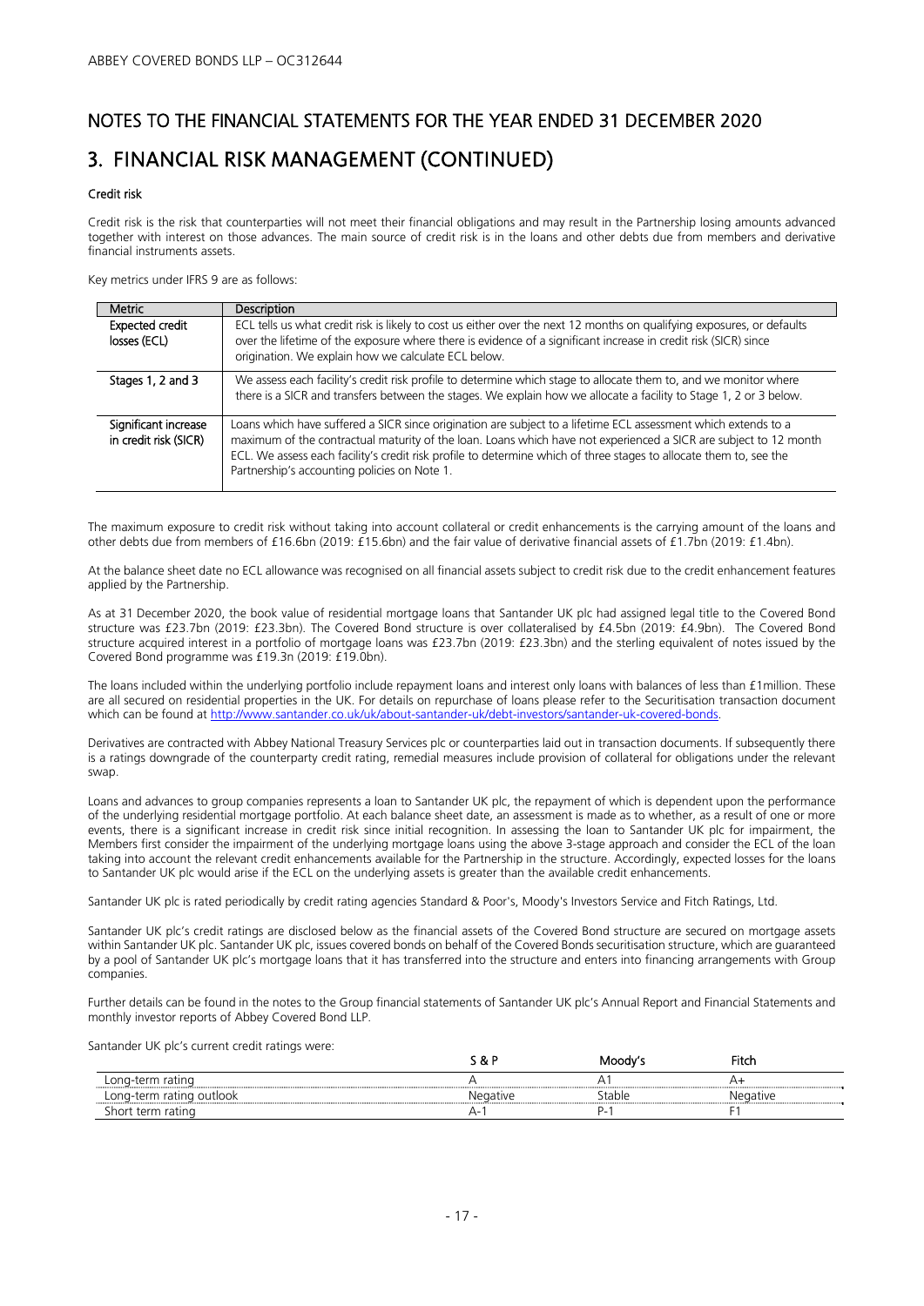# NOTES TO THE FINANCIAL STATEMENTS FOR THE YEAR ENDED 31 DECEMBER 2020

## 3. FINANCIAL RISK MANAGEMENT (CONTINUED)

### Credit risk

Credit risk is the risk that counterparties will not meet their financial obligations and may result in the Partnership losing amounts advanced together with interest on those advances. The main source of credit risk is in the loans and other debts due from members and derivative financial instruments assets.

Key metrics under IFRS 9 are as follows:

| Metric | Description |
|---|---|
| Expected credit losses (ECL) | ECL tells us what credit risk is likely to cost us either over the next 12 months on qualifying exposures, or defaults over the lifetime of the exposure where there is evidence of a significant increase in credit risk (SICR) since origination. We explain how we calculate ECL below. |
| Stages 1, 2 and 3 | We assess each facility's credit risk profile to determine which stage to allocate them to, and we monitor where there is a SICR and transfers between the stages. We explain how we allocate a facility to Stage 1, 2 or 3 below. |
| Significant increase in credit risk (SICR) | Loans which have suffered a SICR since origination are subject to a lifetime ECL assessment which extends to a maximum of the contractual maturity of the loan. Loans which have not experienced a SICR are subject to 12 month ECL. We assess each facility's credit risk profile to determine which of three stages to allocate them to, see the Partnership's accounting policies on Note 1. |

The maximum exposure to credit risk without taking into account collateral or credit enhancements is the carrying amount of the loans and other debts due from members of £16.6bn (2019: £15.6bn) and the fair value of derivative financial assets of £1.7bn (2019: £1.4bn).

At the balance sheet date no ECL allowance was recognised on all financial assets subject to credit risk due to the credit enhancement features applied by the Partnership.

As at 31 December 2020, the book value of residential mortgage loans that Santander UK plc had assigned legal title to the Covered Bond structure was £23.7bn (2019: £23.3bn). The Covered Bond structure is over collateralised by £4.5bn (2019: £4.9bn). The Covered Bond structure acquired interest in a portfolio of mortgage loans was £23.7bn (2019: £23.3bn) and the sterling equivalent of notes issued by the Covered Bond programme was £19.3n (2019: £19.0bn).

The loans included within the underlying portfolio include repayment loans and interest only loans with balances of less than £1million. These are all secured on residential properties in the UK. For details on repurchase of loans please refer to the Securitisation transaction document which can be found at http://www.santander.co.uk/uk/about-santander-uk/debt-investors/santander-uk-covered-bonds.

Derivatives are contracted with Abbey National Treasury Services plc or counterparties laid out in transaction documents. If subsequently there is a ratings downgrade of the counterparty credit rating, remedial measures include provision of collateral for obligations under the relevant swap.

Loans and advances to group companies represents a loan to Santander UK plc, the repayment of which is dependent upon the performance of the underlying residential mortgage portfolio. At each balance sheet date, an assessment is made as to whether, as a result of one or more events, there is a significant increase in credit risk since initial recognition. In assessing the loan to Santander UK plc for impairment, the Members first consider the impairment of the underlying mortgage loans using the above 3-stage approach and consider the ECL of the loan taking into account the relevant credit enhancements available for the Partnership in the structure. Accordingly, expected losses for the loans to Santander UK plc would arise if the ECL on the underlying assets is greater than the available credit enhancements.

Santander UK plc is rated periodically by credit rating agencies Standard & Poor's, Moody's Investors Service and Fitch Ratings, Ltd.

Santander UK plc's credit ratings are disclosed below as the financial assets of the Covered Bond structure are secured on mortgage assets within Santander UK plc. Santander UK plc, issues covered bonds on behalf of the Covered Bonds securitisation structure, which are guaranteed by a pool of Santander UK plc's mortgage loans that it has transferred into the structure and enters into financing arrangements with Group companies.

Further details can be found in the notes to the Group financial statements of Santander UK plc's Annual Report and Financial Statements and monthly investor reports of Abbey Covered Bond LLP.

Santander UK plc's current credit ratings were:

| | S & P | Moody's | Fitch |
|---|---|---|---|
| Long-term rating | A | A1 | A+ |
| Long-term rating outlook | Negative | Stable | Negative |
| Short term rating | A-1 | P-1 | F1 |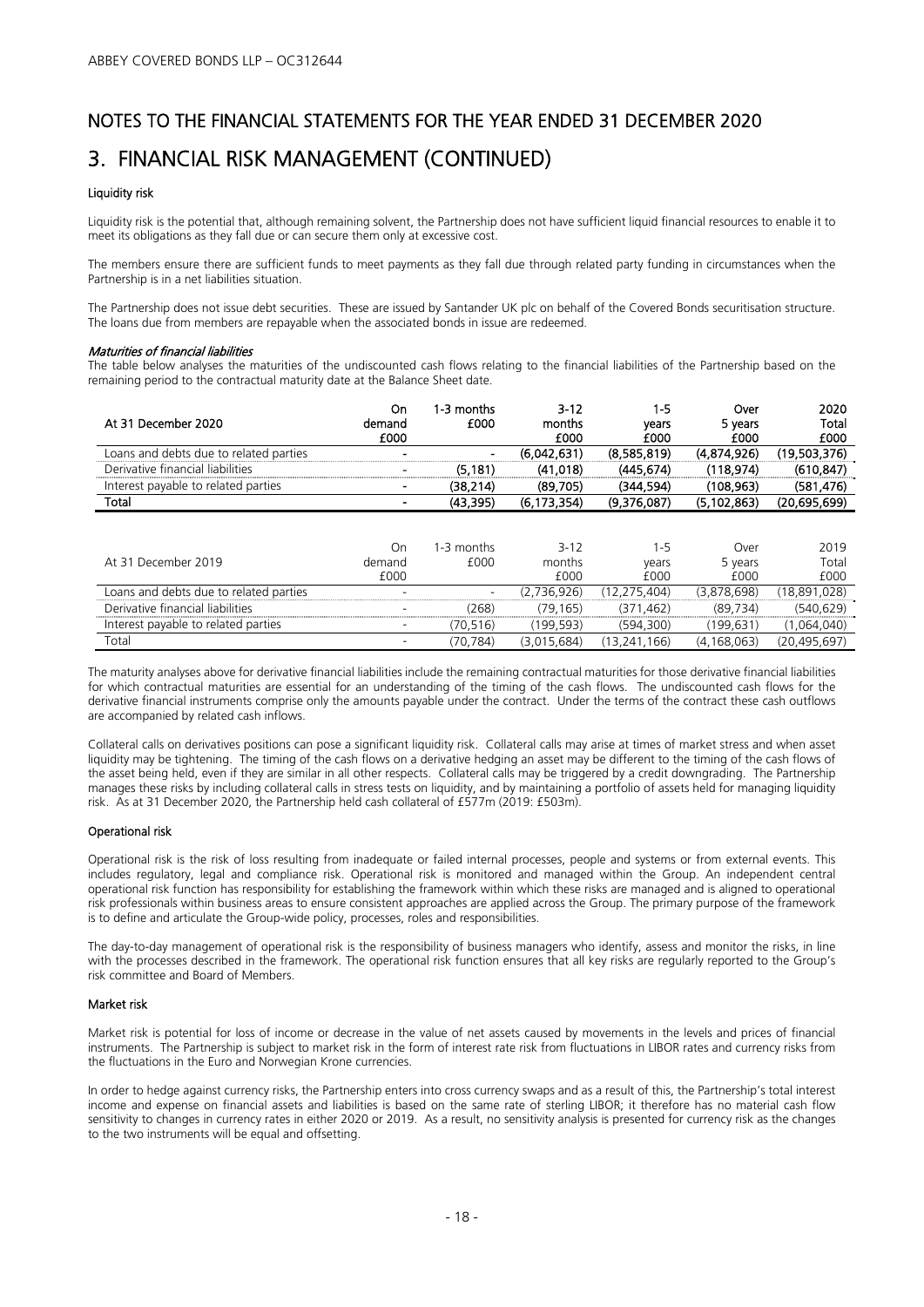ABBEY COVERED BONDS LLP – OC312644

# NOTES TO THE FINANCIAL STATEMENTS FOR THE YEAR ENDED 31 DECEMBER 2020

## 3. FINANCIAL RISK MANAGEMENT (CONTINUED)

### Liquidity risk

Liquidity risk is the potential that, although remaining solvent, the Partnership does not have sufficient liquid financial resources to enable it to meet its obligations as they fall due or can secure them only at excessive cost.

The members ensure there are sufficient funds to meet payments as they fall due through related party funding in circumstances when the Partnership is in a net liabilities situation.

The Partnership does not issue debt securities. These are issued by Santander UK plc on behalf of the Covered Bonds securitisation structure. The loans due from members are repayable when the associated bonds in issue are redeemed.

***Maturities of financial liabilities***

The table below analyses the maturities of the undiscounted cash flows relating to the financial liabilities of the Partnership based on the remaining period to the contractual maturity date at the Balance Sheet date.

| At 31 December 2020 | On demand £000 | 1-3 months £000 | 3-12 months £000 | 1-5 years £000 | Over 5 years £000 | 2020 Total £000 |
|---|---|---|---|---|---|---|
| Loans and debts due to related parties | - | - | (6,042,631) | (8,585,819) | (4,874,926) | (19,503,376) |
| Derivative financial liabilities | - | (5,181) | (41,018) | (445,674) | (118,974) | (610,847) |
| Interest payable to related parties | - | (38,214) | (89,705) | (344,594) | (108,963) | (581,476) |
| **Total** | - | **(43,395)** | **(6,173,354)** | **(9,376,087)** | **(5,102,863)** | **(20,695,699)** |

| At 31 December 2019 | On demand £000 | 1-3 months £000 | 3-12 months £000 | 1-5 years £000 | Over 5 years £000 | 2019 Total £000 |
|---|---|---|---|---|---|---|
| Loans and debts due to related parties | - | - | (2,736,926) | (12,275,404) | (3,878,698) | (18,891,028) |
| Derivative financial liabilities | - | (268) | (79,165) | (371,462) | (89,734) | (540,629) |
| Interest payable to related parties | - | (70,516) | (199,593) | (594,300) | (199,631) | (1,064,040) |
| Total | - | (70,784) | (3,015,684) | (13,241,166) | (4,168,063) | (20,495,697) |

The maturity analyses above for derivative financial liabilities include the remaining contractual maturities for those derivative financial liabilities for which contractual maturities are essential for an understanding of the timing of the cash flows. The undiscounted cash flows for the derivative financial instruments comprise only the amounts payable under the contract. Under the terms of the contract these cash outflows are accompanied by related cash inflows.

Collateral calls on derivatives positions can pose a significant liquidity risk. Collateral calls may arise at times of market stress and when asset liquidity may be tightening. The timing of the cash flows on a derivative hedging an asset may be different to the timing of the cash flows of the asset being held, even if they are similar in all other respects. Collateral calls may be triggered by a credit downgrading. The Partnership manages these risks by including collateral calls in stress tests on liquidity, and by maintaining a portfolio of assets held for managing liquidity risk. As at 31 December 2020, the Partnership held cash collateral of £577m (2019: £503m).

### Operational risk

Operational risk is the risk of loss resulting from inadequate or failed internal processes, people and systems or from external events. This includes regulatory, legal and compliance risk. Operational risk is monitored and managed within the Group. An independent central operational risk function has responsibility for establishing the framework within which these risks are managed and is aligned to operational risk professionals within business areas to ensure consistent approaches are applied across the Group. The primary purpose of the framework is to define and articulate the Group-wide policy, processes, roles and responsibilities.

The day-to-day management of operational risk is the responsibility of business managers who identify, assess and monitor the risks, in line with the processes described in the framework. The operational risk function ensures that all key risks are regularly reported to the Group's risk committee and Board of Members.

### Market risk

Market risk is potential for loss of income or decrease in the value of net assets caused by movements in the levels and prices of financial instruments. The Partnership is subject to market risk in the form of interest rate risk from fluctuations in LIBOR rates and currency risks from the fluctuations in the Euro and Norwegian Krone currencies.

In order to hedge against currency risks, the Partnership enters into cross currency swaps and as a result of this, the Partnership's total interest income and expense on financial assets and liabilities is based on the same rate of sterling LIBOR; it therefore has no material cash flow sensitivity to changes in currency rates in either 2020 or 2019. As a result, no sensitivity analysis is presented for currency risk as the changes to the two instruments will be equal and offsetting.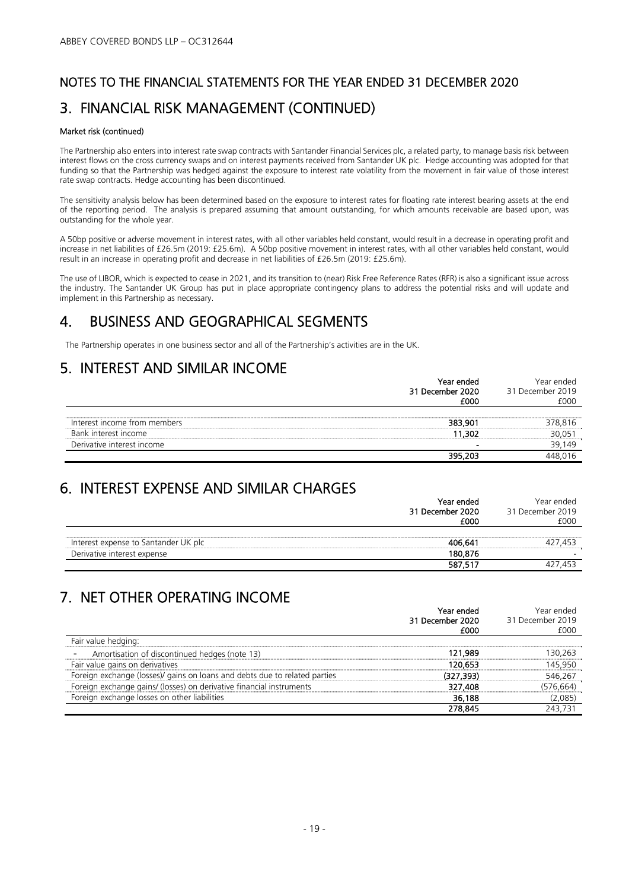## NOTES TO THE FINANCIAL STATEMENTS FOR THE YEAR ENDED 31 DECEMBER 2020

# 3. FINANCIAL RISK MANAGEMENT (CONTINUED)

**Market risk (continued)**

The Partnership also enters into interest rate swap contracts with Santander Financial Services plc, a related party, to manage basis risk between interest flows on the cross currency swaps and on interest payments received from Santander UK plc. Hedge accounting was adopted for that funding so that the Partnership was hedged against the exposure to interest rate volatility from the movement in fair value of those interest rate swap contracts. Hedge accounting has been discontinued.

The sensitivity analysis below has been determined based on the exposure to interest rates for floating rate interest bearing assets at the end of the reporting period. The analysis is prepared assuming that amount outstanding, for which amounts receivable are based upon, was outstanding for the whole year.

A 50bp positive or adverse movement in interest rates, with all other variables held constant, would result in a decrease in operating profit and increase in net liabilities of £26.5m (2019: £25.6m). A 50bp positive movement in interest rates, with all other variables held constant, would result in an increase in operating profit and decrease in net liabilities of £26.5m (2019: £25.6m).

The use of LIBOR, which is expected to cease in 2021, and its transition to (near) Risk Free Reference Rates (RFR) is also a significant issue across the industry. The Santander UK Group has put in place appropriate contingency plans to address the potential risks and will update and implement in this Partnership as necessary.

# 4. BUSINESS AND GEOGRAPHICAL SEGMENTS

The Partnership operates in one business sector and all of the Partnership's activities are in the UK.

# 5. INTEREST AND SIMILAR INCOME

| | **Year ended 31 December 2020 £000** | Year ended 31 December 2019 £000 |
|---|---|---|
| Interest income from members | **383,901** | 378,816 |
| Bank interest income | **11,302** | 30,051 |
| Derivative interest income | **-** | 39,149 |
| | **395,203** | 448,016 |

# 6. INTEREST EXPENSE AND SIMILAR CHARGES

| | **Year ended 31 December 2020 £000** | Year ended 31 December 2019 £000 |
|---|---|---|
| Interest expense to Santander UK plc | **406,641** | 427,453 |
| Derivative interest expense | **180,876** | - |
| | **587,517** | 427,453 |

# 7. NET OTHER OPERATING INCOME

| | **Year ended 31 December 2020 £000** | Year ended 31 December 2019 £000 |
|---|---|---|
| Fair value hedging: | | |
| - Amortisation of discontinued hedges (note 13) | **121,989** | 130,263 |
| Fair value gains on derivatives | **120,653** | 145,950 |
| Foreign exchange (losses)/ gains on loans and debts due to related parties | **(327,393)** | 546,267 |
| Foreign exchange gains/ (losses) on derivative financial instruments | **327,408** | (576,664) |
| Foreign exchange losses on other liabilities | **36,188** | (2,085) |
| | **278,845** | 243,731 |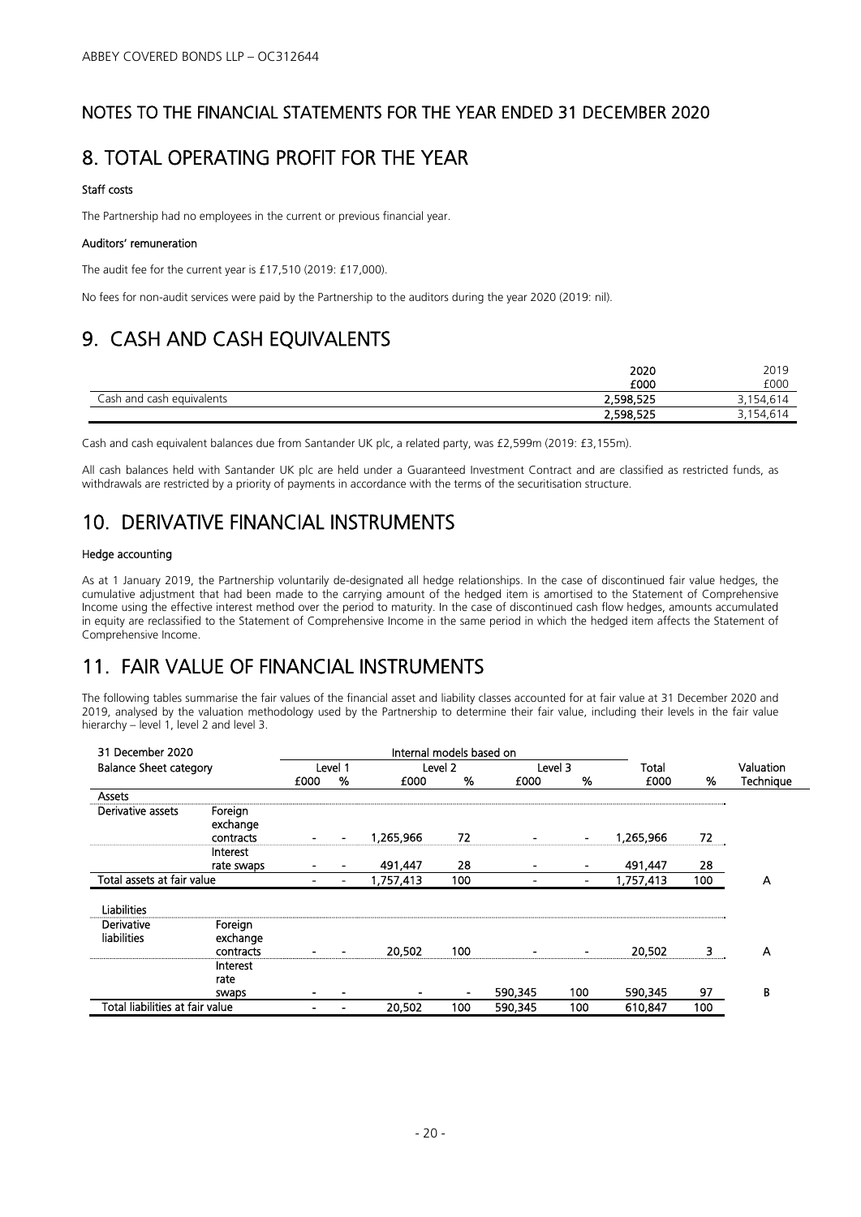## NOTES TO THE FINANCIAL STATEMENTS FOR THE YEAR ENDED 31 DECEMBER 2020

# 8. TOTAL OPERATING PROFIT FOR THE YEAR

**Staff costs**

The Partnership had no employees in the current or previous financial year.

**Auditors' remuneration**

The audit fee for the current year is £17,510 (2019: £17,000).

No fees for non-audit services were paid by the Partnership to the auditors during the year 2020 (2019: nil).

# 9. CASH AND CASH EQUIVALENTS

| | 2020 | 2019 |
|---|---|---|
| | £000 | £000 |
| Cash and cash equivalents | 2,598,525 | 3,154,614 |
| | 2,598,525 | 3,154,614 |

Cash and cash equivalent balances due from Santander UK plc, a related party, was £2,599m (2019: £3,155m).

All cash balances held with Santander UK plc are held under a Guaranteed Investment Contract and are classified as restricted funds, as withdrawals are restricted by a priority of payments in accordance with the terms of the securitisation structure.

# 10. DERIVATIVE FINANCIAL INSTRUMENTS

**Hedge accounting**

As at 1 January 2019, the Partnership voluntarily de-designated all hedge relationships. In the case of discontinued fair value hedges, the cumulative adjustment that had been made to the carrying amount of the hedged item is amortised to the Statement of Comprehensive Income using the effective interest method over the period to maturity. In the case of discontinued cash flow hedges, amounts accumulated in equity are reclassified to the Statement of Comprehensive Income in the same period in which the hedged item affects the Statement of Comprehensive Income.

# 11. FAIR VALUE OF FINANCIAL INSTRUMENTS

The following tables summarise the fair values of the financial asset and liability classes accounted for at fair value at 31 December 2020 and 2019, analysed by the valuation methodology used by the Partnership to determine their fair value, including their levels in the fair value hierarchy – level 1, level 2 and level 3.

| 31 December 2020 | | | | Internal models based on | | | | | | |
|---|---|---|---|---|---|---|---|---|---|---|
| Balance Sheet category | | Level 1 | | Level 2 | | Level 3 | | Total | | Valuation |
| | | £000 | % | £000 | % | £000 | % | £000 | % | Technique |
| Assets | | | | | | | | | | |
| Derivative assets | Foreign exchange contracts | - | - | 1,265,966 | 72 | - | - | 1,265,966 | 72 | |
| | Interest rate swaps | - | - | 491,447 | 28 | - | - | 491,447 | 28 | |
| Total assets at fair value | | - | - | 1,757,413 | 100 | - | - | 1,757,413 | 100 | A |
| Liabilities | | | | | | | | | | |
| Derivative liabilities | Foreign exchange contracts | - | - | 20,502 | 100 | - | - | 20,502 | 3 | A |
| | Interest rate swaps | - | - | - | - | 590,345 | 100 | 590,345 | 97 | B |
| Total liabilities at fair value | | - | - | 20,502 | 100 | 590,345 | 100 | 610,847 | 100 | |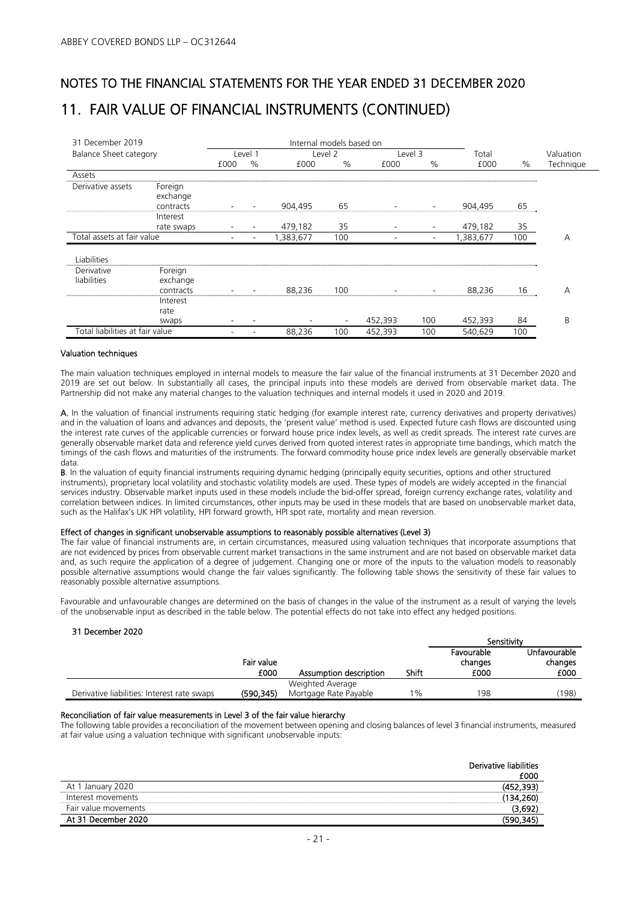# NOTES TO THE FINANCIAL STATEMENTS FOR THE YEAR ENDED 31 DECEMBER 2020

# 11. FAIR VALUE OF FINANCIAL INSTRUMENTS (CONTINUED)

| 31 December 2019 | | | | Internal models based on | | | | | | |
|---|---|---|---|---|---|---|---|---|---|---|
| Balance Sheet category | | Level 1 | | Level 2 | | Level 3 | | Total | | Valuation |
| | | £000 | % | £000 | % | £000 | % | £000 | % | Technique |
| Assets | | | | | | | | | | |
| Derivative assets | Foreign exchange contracts | - | - | 904,495 | 65 | - | - | 904,495 | 65 | |
| | Interest rate swaps | - | - | 479,182 | 35 | - | - | 479,182 | 35 | |
| Total assets at fair value | | - | - | 1,383,677 | 100 | - | - | 1,383,677 | 100 | A |
| Liabilities | | | | | | | | | | |
| Derivative liabilities | Foreign exchange contracts | - | - | 88,236 | 100 | - | - | 88,236 | 16 | A |
| | Interest rate swaps | - | - | - | - | 452,393 | 100 | 452,393 | 84 | B |
| Total liabilities at fair value | | - | - | 88,236 | 100 | 452,393 | 100 | 540,629 | 100 | |

**Valuation techniques**

The main valuation techniques employed in internal models to measure the fair value of the financial instruments at 31 December 2020 and 2019 are set out below. In substantially all cases, the principal inputs into these models are derived from observable market data. The Partnership did not make any material changes to the valuation techniques and internal models it used in 2020 and 2019.

**A.** In the valuation of financial instruments requiring static hedging (for example interest rate, currency derivatives and property derivatives) and in the valuation of loans and advances and deposits, the 'present value' method is used. Expected future cash flows are discounted using the interest rate curves of the applicable currencies or forward house price index levels, as well as credit spreads. The interest rate curves are generally observable market data and reference yield curves derived from quoted interest rates in appropriate time bandings, which match the timings of the cash flows and maturities of the instruments. The forward commodity house price index levels are generally observable market data.

**B**. In the valuation of equity financial instruments requiring dynamic hedging (principally equity securities, options and other structured instruments), proprietary local volatility and stochastic volatility models are used. These types of models are widely accepted in the financial services industry. Observable market inputs used in these models include the bid-offer spread, foreign currency exchange rates, volatility and correlation between indices. In limited circumstances, other inputs may be used in these models that are based on unobservable market data, such as the Halifax's UK HPI volatility, HPI forward growth, HPI spot rate, mortality and mean reversion.

**Effect of changes in significant unobservable assumptions to reasonably possible alternatives (Level 3)**

The fair value of financial instruments are, in certain circumstances, measured using valuation techniques that incorporate assumptions that are not evidenced by prices from observable current market transactions in the same instrument and are not based on observable market data and, as such require the application of a degree of judgement. Changing one or more of the inputs to the valuation models to reasonably possible alternative assumptions would change the fair values significantly. The following table shows the sensitivity of these fair values to reasonably possible alternative assumptions.

Favourable and unfavourable changes are determined on the basis of changes in the value of the instrument as a result of varying the levels of the unobservable input as described in the table below. The potential effects do not take into effect any hedged positions.

**31 December 2020**

| | | | | Sensitivity | |
|---|---|---|---|---|---|
| | Fair value £000 | Assumption description | Shift | Favourable changes £000 | Unfavourable changes £000 |
| Derivative liabilities: Interest rate swaps | (590,345) | Weighted Average Mortgage Rate Payable | 1% | 198 | (198) |

**Reconciliation of fair value measurements in Level 3 of the fair value hierarchy**

The following table provides a reconciliation of the movement between opening and closing balances of level 3 financial instruments, measured at fair value using a valuation technique with significant unobservable inputs:

| | Derivative liabilities £000 |
|---|---|
| At 1 January 2020 | (452,393) |
| Interest movements | (134,260) |
| Fair value movements | (3,692) |
| **At 31 December 2020** | **(590,345)** |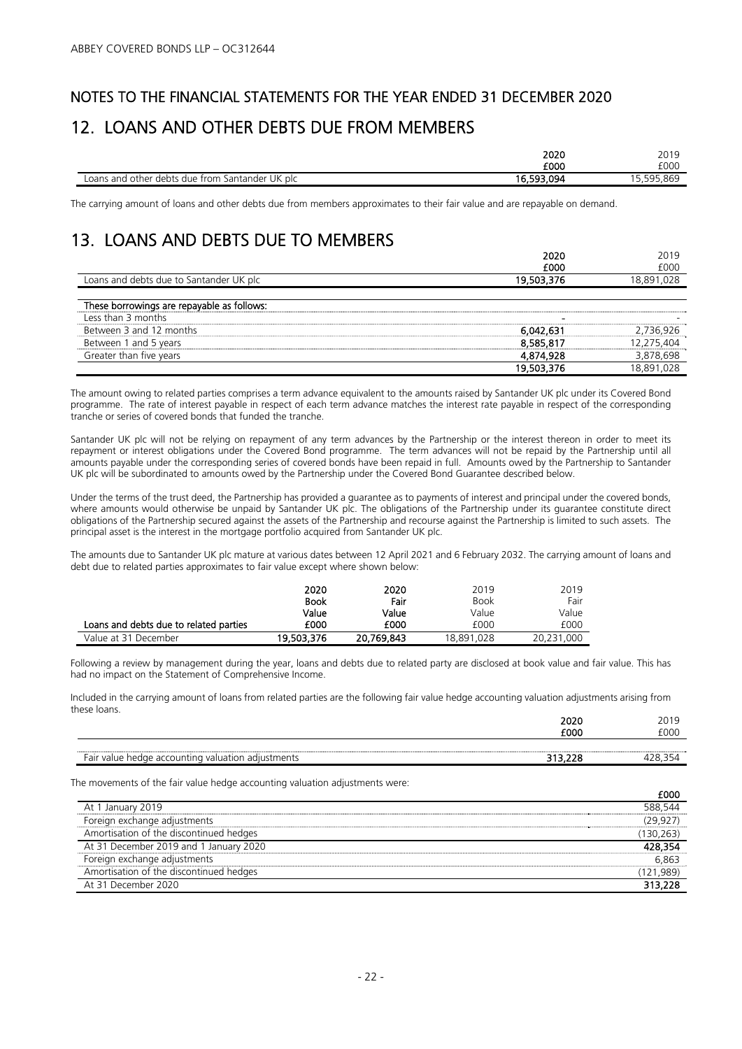## NOTES TO THE FINANCIAL STATEMENTS FOR THE YEAR ENDED 31 DECEMBER 2020

# 12. LOANS AND OTHER DEBTS DUE FROM MEMBERS

| | 2020 £000 | 2019 £000 |
|---|---|---|
| Loans and other debts due from Santander UK plc | 16,593,094 | 15,595,869 |

The carrying amount of loans and other debts due from members approximates to their fair value and are repayable on demand.

# 13. LOANS AND DEBTS DUE TO MEMBERS

| | 2020 £000 | 2019 £000 |
|---|---|---|
| Loans and debts due to Santander UK plc | 19,503,376 | 18,891,028 |
| **These borrowings are repayable as follows:** | | |
| Less than 3 months | - | - |
| Between 3 and 12 months | 6,042,631 | 2,736,926 |
| Between 1 and 5 years | 8,585,817 | 12,275,404 |
| Greater than five years | 4,874,928 | 3,878,698 |
| | 19,503,376 | 18,891,028 |

The amount owing to related parties comprises a term advance equivalent to the amounts raised by Santander UK plc under its Covered Bond programme. The rate of interest payable in respect of each term advance matches the interest rate payable in respect of the corresponding tranche or series of covered bonds that funded the tranche.

Santander UK plc will not be relying on repayment of any term advances by the Partnership or the interest thereon in order to meet its repayment or interest obligations under the Covered Bond programme. The term advances will not be repaid by the Partnership until all amounts payable under the corresponding series of covered bonds have been repaid in full. Amounts owed by the Partnership to Santander UK plc will be subordinated to amounts owed by the Partnership under the Covered Bond Guarantee described below.

Under the terms of the trust deed, the Partnership has provided a guarantee as to payments of interest and principal under the covered bonds, where amounts would otherwise be unpaid by Santander UK plc. The obligations of the Partnership under its guarantee constitute direct obligations of the Partnership secured against the assets of the Partnership and recourse against the Partnership is limited to such assets. The principal asset is the interest in the mortgage portfolio acquired from Santander UK plc.

The amounts due to Santander UK plc mature at various dates between 12 April 2021 and 6 February 2032. The carrying amount of loans and debt due to related parties approximates to fair value except where shown below:

| Loans and debts due to related parties | 2020 Book Value £000 | 2020 Fair Value £000 | 2019 Book Value £000 | 2019 Fair Value £000 |
|---|---|---|---|---|
| Value at 31 December | 19,503,376 | 20,769,843 | 18,891,028 | 20,231,000 |

Following a review by management during the year, loans and debts due to related party are disclosed at book value and fair value. This has had no impact on the Statement of Comprehensive Income.

Included in the carrying amount of loans from related parties are the following fair value hedge accounting valuation adjustments arising from these loans.

| | 2020 £000 | 2019 £000 |
|---|---|---|
| Fair value hedge accounting valuation adjustments | 313,228 | 428,354 |

The movements of the fair value hedge accounting valuation adjustments were:

| | £000 |
|---|---|
| At 1 January 2019 | 588,544 |
| Foreign exchange adjustments | (29,927) |
| Amortisation of the discontinued hedges | (130,263) |
| At 31 December 2019 and 1 January 2020 | 428,354 |
| Foreign exchange adjustments | 6,863 |
| Amortisation of the discontinued hedges | (121,989) |
| At 31 December 2020 | 313,228 |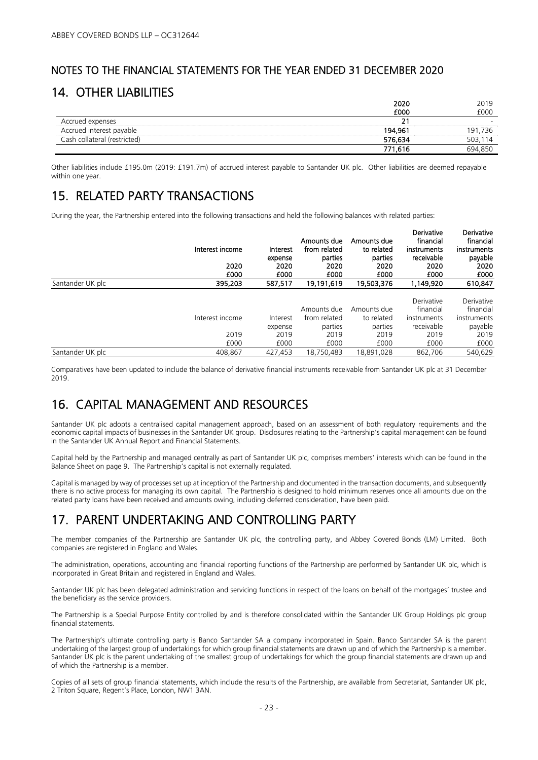# NOTES TO THE FINANCIAL STATEMENTS FOR THE YEAR ENDED 31 DECEMBER 2020

## 14. OTHER LIABILITIES

| | 2020 | 2019 |
|---|---|---|
| | £000 | £000 |
| Accrued expenses | 21 | - |
| Accrued interest payable | 194,961 | 191,736 |
| Cash collateral (restricted) | 576,634 | 503,114 |
| | 771,616 | 694,850 |

Other liabilities include £195.0m (2019: £191.7m) of accrued interest payable to Santander UK plc. Other liabilities are deemed repayable within one year.

## 15. RELATED PARTY TRANSACTIONS

During the year, the Partnership entered into the following transactions and held the following balances with related parties:

| | Interest income | Interest expense | Amounts due from related parties | Amounts due to related parties | Derivative financial instruments receivable | Derivative financial instruments payable |
|---|---|---|---|---|---|---|
| | 2020 | 2020 | 2020 | 2020 | 2020 | 2020 |
| | £000 | £000 | £000 | £000 | £000 | £000 |
| Santander UK plc | 395,203 | 587,517 | 19,191,619 | 19,503,376 | 1,149,920 | 610,847 |

| | Interest income | Interest expense | Amounts due from related parties | Amounts due to related parties | Derivative financial instruments receivable | Derivative financial instruments payable |
|---|---|---|---|---|---|---|
| | 2019 | 2019 | 2019 | 2019 | 2019 | 2019 |
| | £000 | £000 | £000 | £000 | £000 | £000 |
| Santander UK plc | 408,867 | 427,453 | 18,750,483 | 18,891,028 | 862,706 | 540,629 |

Comparatives have been updated to include the balance of derivative financial instruments receivable from Santander UK plc at 31 December 2019.

## 16. CAPITAL MANAGEMENT AND RESOURCES

Santander UK plc adopts a centralised capital management approach, based on an assessment of both regulatory requirements and the economic capital impacts of businesses in the Santander UK group. Disclosures relating to the Partnership's capital management can be found in the Santander UK Annual Report and Financial Statements.

Capital held by the Partnership and managed centrally as part of Santander UK plc, comprises members' interests which can be found in the Balance Sheet on page 9. The Partnership's capital is not externally regulated.

Capital is managed by way of processes set up at inception of the Partnership and documented in the transaction documents, and subsequently there is no active process for managing its own capital. The Partnership is designed to hold minimum reserves once all amounts due on the related party loans have been received and amounts owing, including deferred consideration, have been paid.

## 17. PARENT UNDERTAKING AND CONTROLLING PARTY

The member companies of the Partnership are Santander UK plc, the controlling party, and Abbey Covered Bonds (LM) Limited. Both companies are registered in England and Wales.

The administration, operations, accounting and financial reporting functions of the Partnership are performed by Santander UK plc, which is incorporated in Great Britain and registered in England and Wales.

Santander UK plc has been delegated administration and servicing functions in respect of the loans on behalf of the mortgages' trustee and the beneficiary as the service providers.

The Partnership is a Special Purpose Entity controlled by and is therefore consolidated within the Santander UK Group Holdings plc group financial statements.

The Partnership's ultimate controlling party is Banco Santander SA a company incorporated in Spain. Banco Santander SA is the parent undertaking of the largest group of undertakings for which group financial statements are drawn up and of which the Partnership is a member. Santander UK plc is the parent undertaking of the smallest group of undertakings for which the group financial statements are drawn up and of which the Partnership is a member.

Copies of all sets of group financial statements, which include the results of the Partnership, are available from Secretariat, Santander UK plc, 2 Triton Square, Regent's Place, London, NW1 3AN.